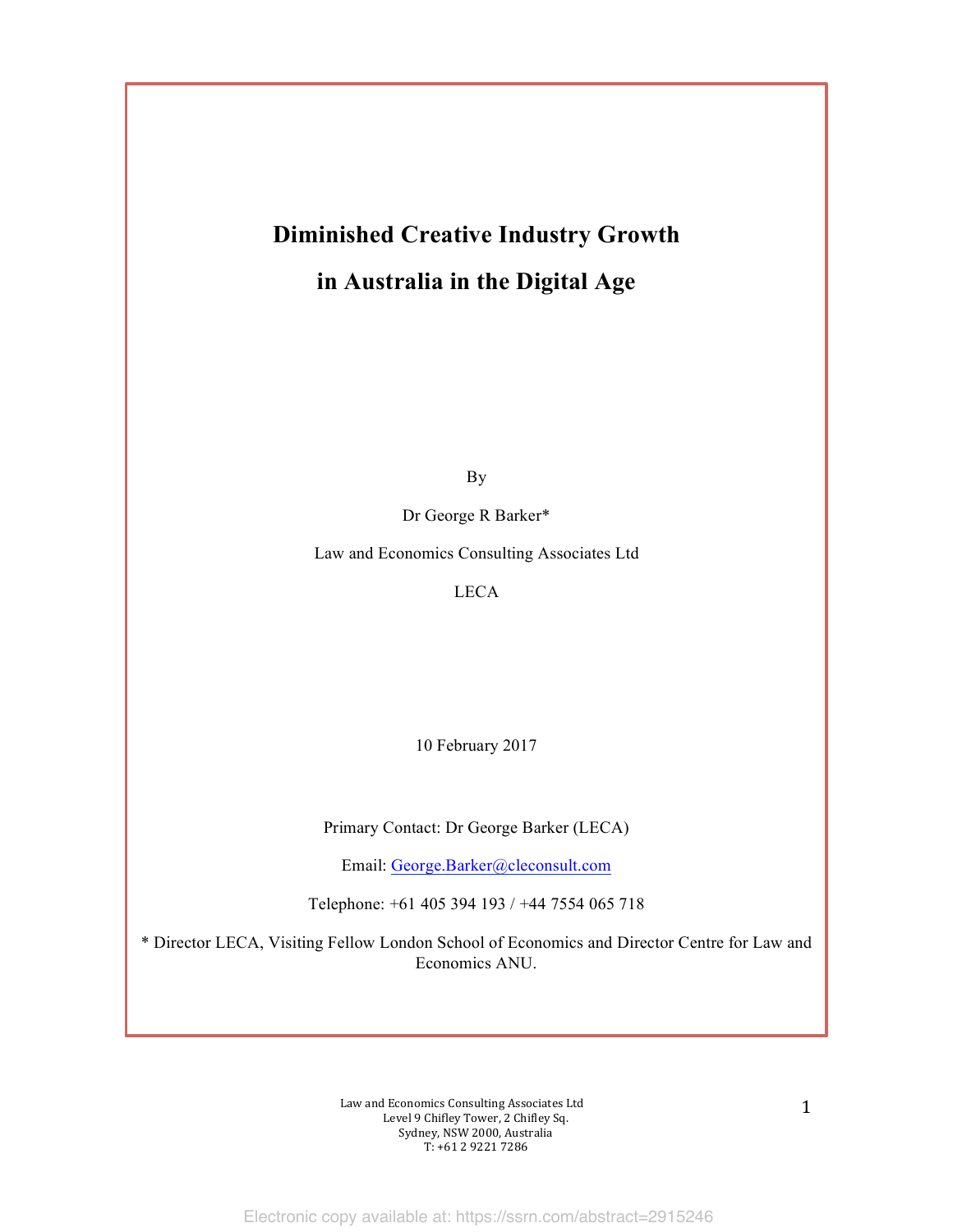# Diminished Creative Industry Growth in Australia in the Digital Age

By

Dr George R Barker*

Law and Economics Consulting Associates Ltd

LECA

10 February 2017

Primary Contact: Dr George Barker (LECA)

Email: George.Barker@cleconsult.com

Telephone: +61 405 394 193 / +44 7554 065 718

\* Director LECA, Visiting Fellow London School of Economics and Director Centre for Law and Economics ANU.

Law and Economics Consulting Associates Ltd
Level 9 Chifley Tower, 2 Chifley Sq.
Sydney, NSW 2000, Australia
T: +61 2 9221 7286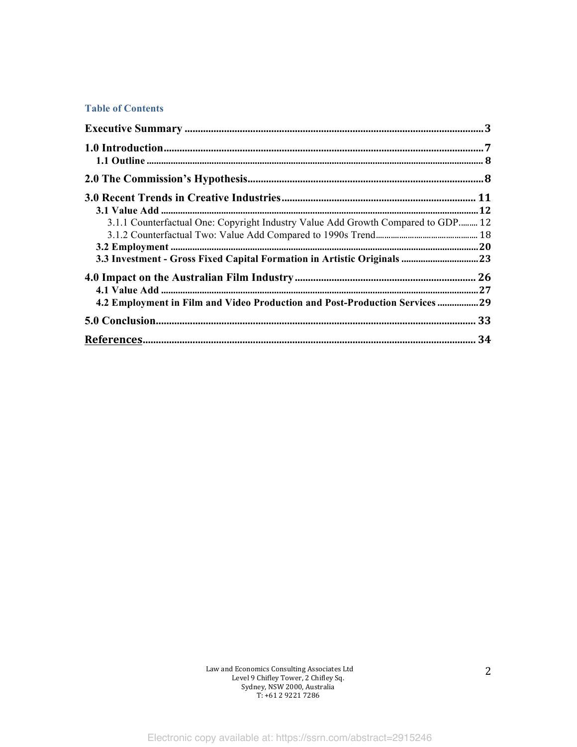## Table of Contents

**Executive Summary** ........................................................................................................ **3**

**1.0 Introduction** ................................................................................................................ **7**
  **1.1 Outline** ........................................................................................................................ **8**

**2.0 The Commission's Hypothesis** ................................................................................ **8**

**3.0 Recent Trends in Creative Industries** ................................................................... **11**
  **3.1 Value Add** .................................................................................................................. **12**
    3.1.1 Counterfactual One: Copyright Industry Value Add Growth Compared to GDP......... 12
    3.1.2 Counterfactual Two: Value Add Compared to 1990s Trend.................................... 18
  **3.2 Employment** ............................................................................................................... **20**
  **3.3 Investment - Gross Fixed Capital Formation in Artistic Originals** .......................... **23**

**4.0 Impact on the Australian Film Industry** ................................................................ **26**
  **4.1 Value Add** .................................................................................................................. **27**
  **4.2 Employment in Film and Video Production and Post-Production Services** ............ **29**

**5.0 Conclusion** .................................................................................................................. **33**

**References** .................................................................................................................... **34**

Law and Economics Consulting Associates Ltd
Level 9 Chifley Tower, 2 Chifley Sq.
Sydney, NSW 2000, Australia
T: +61 2 9221 7286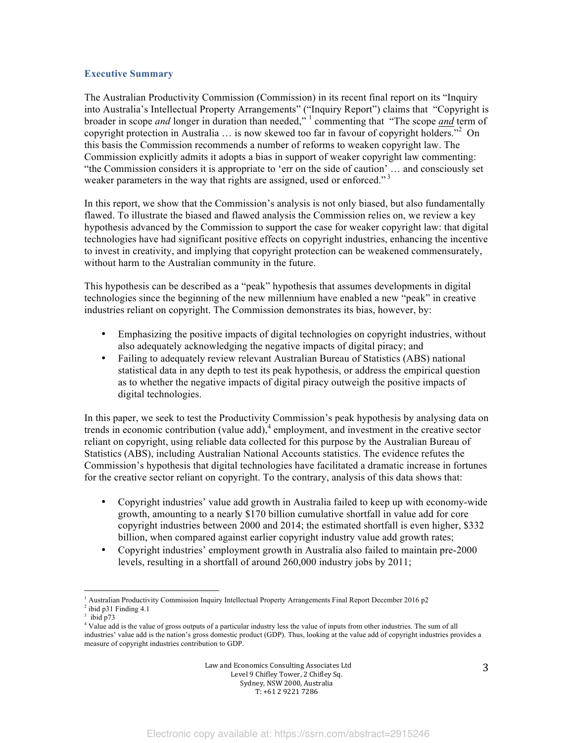## Executive Summary

The Australian Productivity Commission (Commission) in its recent final report on its "Inquiry into Australia's Intellectual Property Arrangements" ("Inquiry Report") claims that "Copyright is broader in scope *and* longer in duration than needed," [1] commenting that "The scope ***and*** term of copyright protection in Australia … is now skewed too far in favour of copyright holders."[2] On this basis the Commission recommends a number of reforms to weaken copyright law. The Commission explicitly admits it adopts a bias in support of weaker copyright law commenting: "the Commission considers it is appropriate to 'err on the side of caution' … and consciously set weaker parameters in the way that rights are assigned, used or enforced." [3]

In this report, we show that the Commission's analysis is not only biased, but also fundamentally flawed. To illustrate the biased and flawed analysis the Commission relies on, we review a key hypothesis advanced by the Commission to support the case for weaker copyright law: that digital technologies have had significant positive effects on copyright industries, enhancing the incentive to invest in creativity, and implying that copyright protection can be weakened commensurately, without harm to the Australian community in the future.

This hypothesis can be described as a "peak" hypothesis that assumes developments in digital technologies since the beginning of the new millennium have enabled a new "peak" in creative industries reliant on copyright. The Commission demonstrates its bias, however, by:

- Emphasizing the positive impacts of digital technologies on copyright industries, without also adequately acknowledging the negative impacts of digital piracy; and
- Failing to adequately review relevant Australian Bureau of Statistics (ABS) national statistical data in any depth to test its peak hypothesis, or address the empirical question as to whether the negative impacts of digital piracy outweigh the positive impacts of digital technologies.

In this paper, we seek to test the Productivity Commission's peak hypothesis by analysing data on trends in economic contribution (value add),[4] employment, and investment in the creative sector reliant on copyright, using reliable data collected for this purpose by the Australian Bureau of Statistics (ABS), including Australian National Accounts statistics. The evidence refutes the Commission's hypothesis that digital technologies have facilitated a dramatic increase in fortunes for the creative sector reliant on copyright. To the contrary, analysis of this data shows that:

- Copyright industries' value add growth in Australia failed to keep up with economy-wide growth, amounting to a nearly $170 billion cumulative shortfall in value add for core copyright industries between 2000 and 2014; the estimated shortfall is even higher, $332 billion, when compared against earlier copyright industry value add growth rates;
- Copyright industries' employment growth in Australia also failed to maintain pre-2000 levels, resulting in a shortfall of around 260,000 industry jobs by 2011;

---

[1] Australian Productivity Commission Inquiry Intellectual Property Arrangements Final Report December 2016 p2

[2] ibid p31 Finding 4.1

[3] ibid p73

[4] Value add is the value of gross outputs of a particular industry less the value of inputs from other industries. The sum of all industries' value add is the nation's gross domestic product (GDP). Thus, looking at the value add of copyright industries provides a measure of copyright industries contribution to GDP.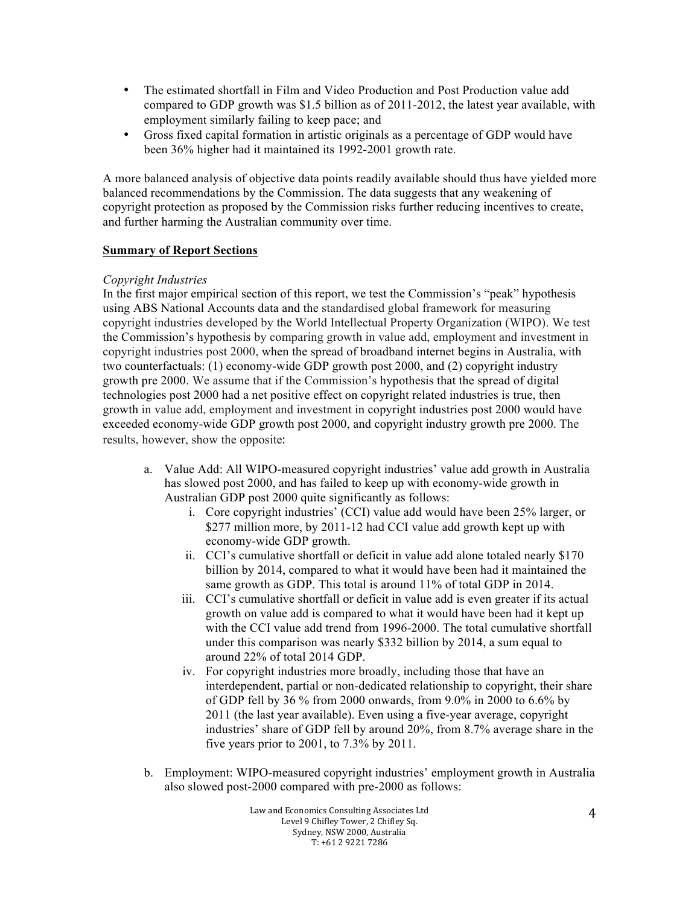- The estimated shortfall in Film and Video Production and Post Production value add compared to GDP growth was $1.5 billion as of 2011-2012, the latest year available, with employment similarly failing to keep pace; and
- Gross fixed capital formation in artistic originals as a percentage of GDP would have been 36% higher had it maintained its 1992-2001 growth rate.

A more balanced analysis of objective data points readily available should thus have yielded more balanced recommendations by the Commission. The data suggests that any weakening of copyright protection as proposed by the Commission risks further reducing incentives to create, and further harming the Australian community over time.

**Summary of Report Sections**

*Copyright Industries*

In the first major empirical section of this report, we test the Commission's "peak" hypothesis using ABS National Accounts data and the standardised global framework for measuring copyright industries developed by the World Intellectual Property Organization (WIPO). We test the Commission's hypothesis by comparing growth in value add, employment and investment in copyright industries post 2000, when the spread of broadband internet begins in Australia, with two counterfactuals: (1) economy-wide GDP growth post 2000, and (2) copyright industry growth pre 2000. We assume that if the Commission's hypothesis that the spread of digital technologies post 2000 had a net positive effect on copyright related industries is true, then growth in value add, employment and investment in copyright industries post 2000 would have exceeded economy-wide GDP growth post 2000, and copyright industry growth pre 2000. The results, however, show the opposite:

a. Value Add: All WIPO-measured copyright industries' value add growth in Australia has slowed post 2000, and has failed to keep up with economy-wide growth in Australian GDP post 2000 quite significantly as follows:
   i. Core copyright industries' (CCI) value add would have been 25% larger, or $277 million more, by 2011-12 had CCI value add growth kept up with economy-wide GDP growth.
   ii. CCI's cumulative shortfall or deficit in value add alone totaled nearly $170 billion by 2014, compared to what it would have been had it maintained the same growth as GDP. This total is around 11% of total GDP in 2014.
   iii. CCI's cumulative shortfall or deficit in value add is even greater if its actual growth on value add is compared to what it would have been had it kept up with the CCI value add trend from 1996-2000. The total cumulative shortfall under this comparison was nearly $332 billion by 2014, a sum equal to around 22% of total 2014 GDP.
   iv. For copyright industries more broadly, including those that have an interdependent, partial or non-dedicated relationship to copyright, their share of GDP fell by 36 % from 2000 onwards, from 9.0% in 2000 to 6.6% by 2011 (the last year available). Even using a five-year average, copyright industries' share of GDP fell by around 20%, from 8.7% average share in the five years prior to 2001, to 7.3% by 2011.

b. Employment: WIPO-measured copyright industries' employment growth in Australia also slowed post-2000 compared with pre-2000 as follows: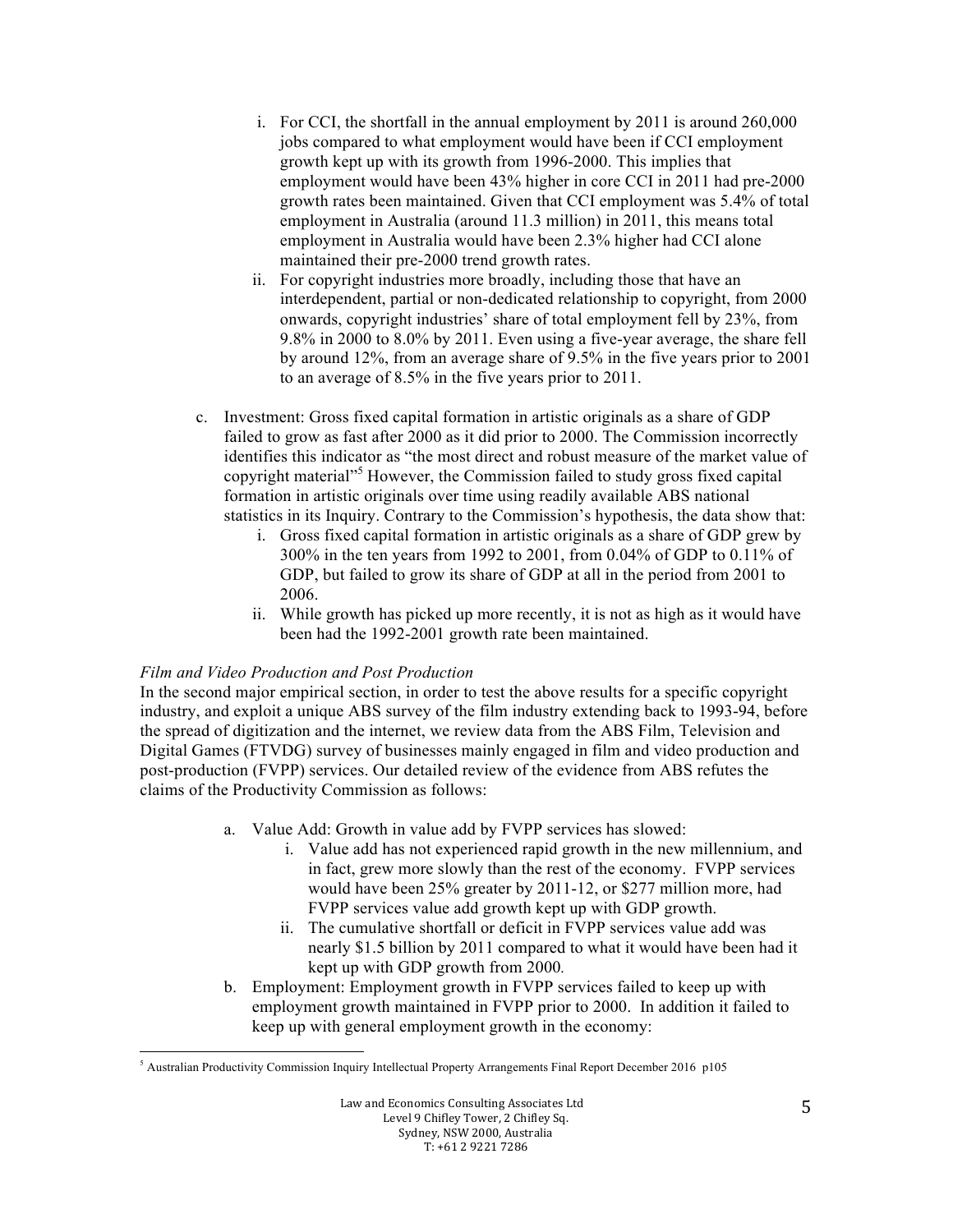i. For CCI, the shortfall in the annual employment by 2011 is around 260,000 jobs compared to what employment would have been if CCI employment growth kept up with its growth from 1996-2000. This implies that employment would have been 43% higher in core CCI in 2011 had pre-2000 growth rates been maintained. Given that CCI employment was 5.4% of total employment in Australia (around 11.3 million) in 2011, this means total employment in Australia would have been 2.3% higher had CCI alone maintained their pre-2000 trend growth rates.

ii. For copyright industries more broadly, including those that have an interdependent, partial or non-dedicated relationship to copyright, from 2000 onwards, copyright industries' share of total employment fell by 23%, from 9.8% in 2000 to 8.0% by 2011. Even using a five-year average, the share fell by around 12%, from an average share of 9.5% in the five years prior to 2001 to an average of 8.5% in the five years prior to 2011.

c. Investment: Gross fixed capital formation in artistic originals as a share of GDP failed to grow as fast after 2000 as it did prior to 2000. The Commission incorrectly identifies this indicator as "the most direct and robust measure of the market value of copyright material"[5] However, the Commission failed to study gross fixed capital formation in artistic originals over time using readily available ABS national statistics in its Inquiry. Contrary to the Commission's hypothesis, the data show that:

i. Gross fixed capital formation in artistic originals as a share of GDP grew by 300% in the ten years from 1992 to 2001, from 0.04% of GDP to 0.11% of GDP, but failed to grow its share of GDP at all in the period from 2001 to 2006.

ii. While growth has picked up more recently, it is not as high as it would have been had the 1992-2001 growth rate been maintained.

*Film and Video Production and Post Production*

In the second major empirical section, in order to test the above results for a specific copyright industry, and exploit a unique ABS survey of the film industry extending back to 1993-94, before the spread of digitization and the internet, we review data from the ABS Film, Television and Digital Games (FTVDG) survey of businesses mainly engaged in film and video production and post-production (FVPP) services. Our detailed review of the evidence from ABS refutes the claims of the Productivity Commission as follows:

a. Value Add: Growth in value add by FVPP services has slowed:

i. Value add has not experienced rapid growth in the new millennium, and in fact, grew more slowly than the rest of the economy. FVPP services would have been 25% greater by 2011-12, or $277 million more, had FVPP services value add growth kept up with GDP growth.

ii. The cumulative shortfall or deficit in FVPP services value add was nearly $1.5 billion by 2011 compared to what it would have been had it kept up with GDP growth from 2000.

b. Employment: Employment growth in FVPP services failed to keep up with employment growth maintained in FVPP prior to 2000. In addition it failed to keep up with general employment growth in the economy:

[5] Australian Productivity Commission Inquiry Intellectual Property Arrangements Final Report December 2016 p105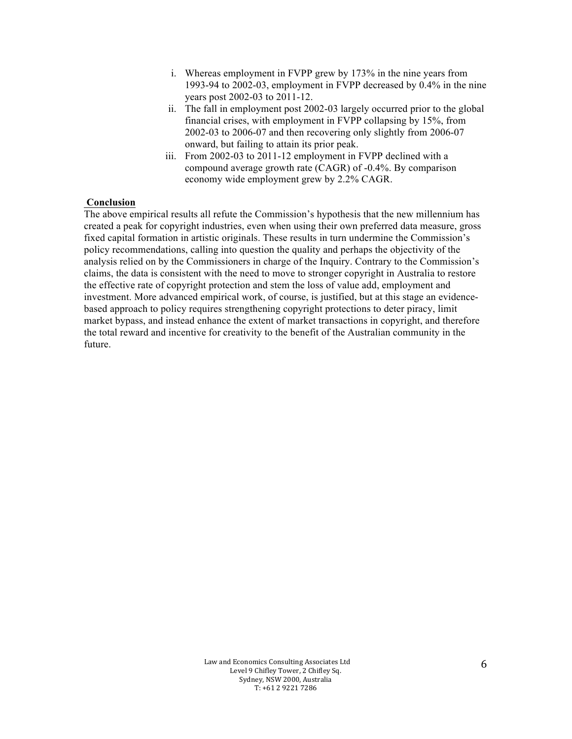i. Whereas employment in FVPP grew by 173% in the nine years from 1993-94 to 2002-03, employment in FVPP decreased by 0.4% in the nine years post 2002-03 to 2011-12.
ii. The fall in employment post 2002-03 largely occurred prior to the global financial crises, with employment in FVPP collapsing by 15%, from 2002-03 to 2006-07 and then recovering only slightly from 2006-07 onward, but failing to attain its prior peak.
iii. From 2002-03 to 2011-12 employment in FVPP declined with a compound average growth rate (CAGR) of -0.4%. By comparison economy wide employment grew by 2.2% CAGR.

**Conclusion**

The above empirical results all refute the Commission's hypothesis that the new millennium has created a peak for copyright industries, even when using their own preferred data measure, gross fixed capital formation in artistic originals. These results in turn undermine the Commission's policy recommendations, calling into question the quality and perhaps the objectivity of the analysis relied on by the Commissioners in charge of the Inquiry. Contrary to the Commission's claims, the data is consistent with the need to move to stronger copyright in Australia to restore the effective rate of copyright protection and stem the loss of value add, employment and investment. More advanced empirical work, of course, is justified, but at this stage an evidence-based approach to policy requires strengthening copyright protections to deter piracy, limit market bypass, and instead enhance the extent of market transactions in copyright, and therefore the total reward and incentive for creativity to the benefit of the Australian community in the future.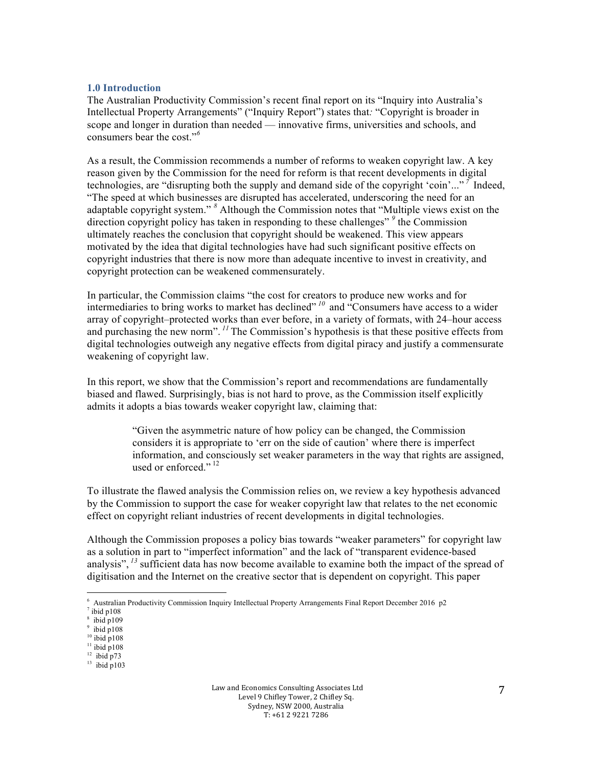### 1.0 Introduction

The Australian Productivity Commission's recent final report on its "Inquiry into Australia's Intellectual Property Arrangements" ("Inquiry Report") states that: "Copyright is broader in scope and longer in duration than needed — innovative firms, universities and schools, and consumers bear the cost."[6]

As a result, the Commission recommends a number of reforms to weaken copyright law. A key reason given by the Commission for the need for reform is that recent developments in digital technologies, are "disrupting both the supply and demand side of the copyright 'coin'..."[7] Indeed, "The speed at which businesses are disrupted has accelerated, underscoring the need for an adaptable copyright system."[8] Although the Commission notes that "Multiple views exist on the direction copyright policy has taken in responding to these challenges"[9] the Commission ultimately reaches the conclusion that copyright should be weakened. This view appears motivated by the idea that digital technologies have had such significant positive effects on copyright industries that there is now more than adequate incentive to invest in creativity, and copyright protection can be weakened commensurately.

In particular, the Commission claims "the cost for creators to produce new works and for intermediaries to bring works to market has declined"[10] and "Consumers have access to a wider array of copyright–protected works than ever before, in a variety of formats, with 24–hour access and purchasing the new norm".[11] The Commission's hypothesis is that these positive effects from digital technologies outweigh any negative effects from digital piracy and justify a commensurate weakening of copyright law.

In this report, we show that the Commission's report and recommendations are fundamentally biased and flawed. Surprisingly, bias is not hard to prove, as the Commission itself explicitly admits it adopts a bias towards weaker copyright law, claiming that:

> "Given the asymmetric nature of how policy can be changed, the Commission considers it is appropriate to 'err on the side of caution' where there is imperfect information, and consciously set weaker parameters in the way that rights are assigned, used or enforced."[12]

To illustrate the flawed analysis the Commission relies on, we review a key hypothesis advanced by the Commission to support the case for weaker copyright law that relates to the net economic effect on copyright reliant industries of recent developments in digital technologies.

Although the Commission proposes a policy bias towards "weaker parameters" for copyright law as a solution in part to "imperfect information" and the lack of "transparent evidence-based analysis",[13] sufficient data has now become available to examine both the impact of the spread of digitisation and the Internet on the creative sector that is dependent on copyright. This paper

---

[6] Australian Productivity Commission Inquiry Intellectual Property Arrangements Final Report December 2016 p2
[7] ibid p108
[8] ibid p109
[9] ibid p108
[10] ibid p108
[11] ibid p108
[12] ibid p73
[13] ibid p103

Law and Economics Consulting Associates Ltd
Level 9 Chifley Tower, 2 Chifley Sq.
Sydney, NSW 2000, Australia
T: +61 2 9221 7286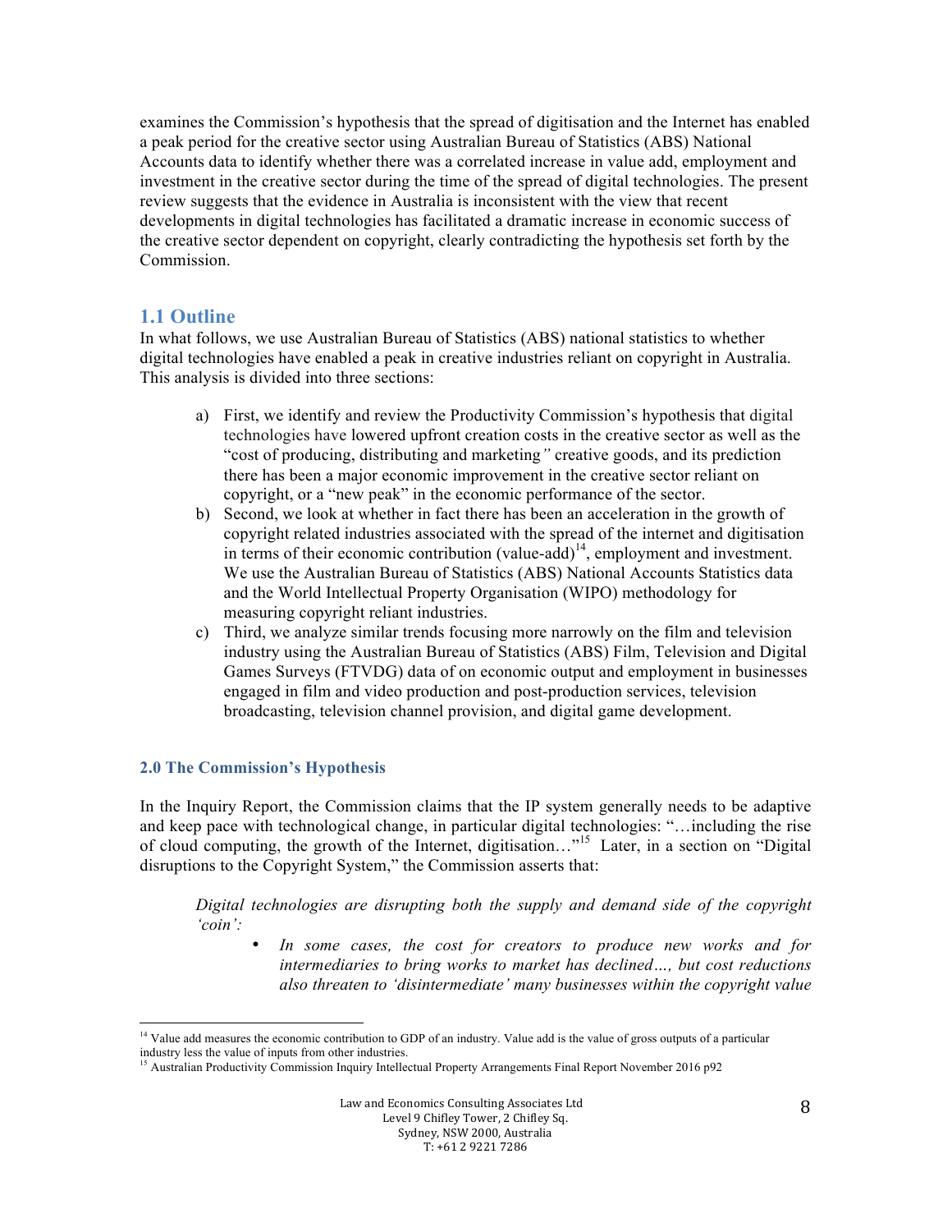examines the Commission's hypothesis that the spread of digitisation and the Internet has enabled a peak period for the creative sector using Australian Bureau of Statistics (ABS) National Accounts data to identify whether there was a correlated increase in value add, employment and investment in the creative sector during the time of the spread of digital technologies. The present review suggests that the evidence in Australia is inconsistent with the view that recent developments in digital technologies has facilitated a dramatic increase in economic success of the creative sector dependent on copyright, clearly contradicting the hypothesis set forth by the Commission.

## 1.1 Outline

In what follows, we use Australian Bureau of Statistics (ABS) national statistics to whether digital technologies have enabled a peak in creative industries reliant on copyright in Australia. This analysis is divided into three sections:

a) First, we identify and review the Productivity Commission's hypothesis that digital technologies have lowered upfront creation costs in the creative sector as well as the "cost of producing, distributing and marketing*"* creative goods, and its prediction there has been a major economic improvement in the creative sector reliant on copyright, or a "new peak" in the economic performance of the sector.

b) Second, we look at whether in fact there has been an acceleration in the growth of copyright related industries associated with the spread of the internet and digitisation in terms of their economic contribution (value-add)[14], employment and investment. We use the Australian Bureau of Statistics (ABS) National Accounts Statistics data and the World Intellectual Property Organisation (WIPO) methodology for measuring copyright reliant industries.

c) Third, we analyze similar trends focusing more narrowly on the film and television industry using the Australian Bureau of Statistics (ABS) Film, Television and Digital Games Surveys (FTVDG) data of on economic output and employment in businesses engaged in film and video production and post-production services, television broadcasting, television channel provision, and digital game development.

### 2.0 The Commission's Hypothesis

In the Inquiry Report, the Commission claims that the IP system generally needs to be adaptive and keep pace with technological change, in particular digital technologies: "…including the rise of cloud computing, the growth of the Internet, digitisation…"[15] Later, in a section on "Digital disruptions to the Copyright System," the Commission asserts that:

> *Digital technologies are disrupting both the supply and demand side of the copyright 'coin':*
>
> - *In some cases, the cost for creators to produce new works and for intermediaries to bring works to market has declined…, but cost reductions also threaten to 'disintermediate' many businesses within the copyright value*

[14] Value add measures the economic contribution to GDP of an industry. Value add is the value of gross outputs of a particular industry less the value of inputs from other industries.

[15] Australian Productivity Commission Inquiry Intellectual Property Arrangements Final Report November 2016 p92

Law and Economics Consulting Associates Ltd
Level 9 Chifley Tower, 2 Chifley Sq.
Sydney, NSW 2000, Australia
T: +61 2 9221 7286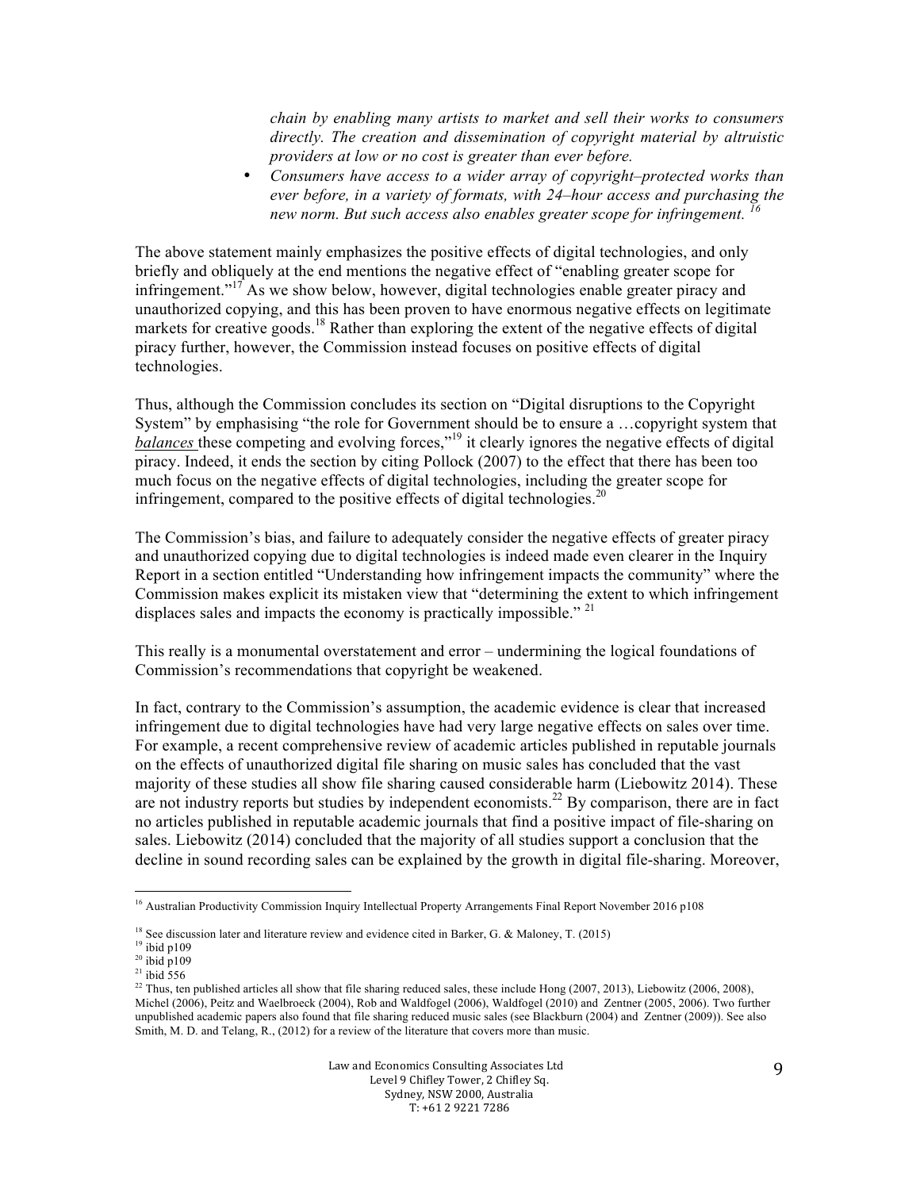*chain by enabling many artists to market and sell their works to consumers directly. The creation and dissemination of copyright material by altruistic providers at low or no cost is greater than ever before.*

- *Consumers have access to a wider array of copyright–protected works than ever before, in a variety of formats, with 24–hour access and purchasing the new norm. But such access also enables greater scope for infringement.* [16]

The above statement mainly emphasizes the positive effects of digital technologies, and only briefly and obliquely at the end mentions the negative effect of "enabling greater scope for infringement."[17] As we show below, however, digital technologies enable greater piracy and unauthorized copying, and this has been proven to have enormous negative effects on legitimate markets for creative goods.[18] Rather than exploring the extent of the negative effects of digital piracy further, however, the Commission instead focuses on positive effects of digital technologies.

Thus, although the Commission concludes its section on "Digital disruptions to the Copyright System" by emphasising "the role for Government should be to ensure a …copyright system that *balances* these competing and evolving forces,"[19] it clearly ignores the negative effects of digital piracy. Indeed, it ends the section by citing Pollock (2007) to the effect that there has been too much focus on the negative effects of digital technologies, including the greater scope for infringement, compared to the positive effects of digital technologies.[20]

The Commission's bias, and failure to adequately consider the negative effects of greater piracy and unauthorized copying due to digital technologies is indeed made even clearer in the Inquiry Report in a section entitled "Understanding how infringement impacts the community" where the Commission makes explicit its mistaken view that "determining the extent to which infringement displaces sales and impacts the economy is practically impossible." [21]

This really is a monumental overstatement and error – undermining the logical foundations of Commission's recommendations that copyright be weakened.

In fact, contrary to the Commission's assumption, the academic evidence is clear that increased infringement due to digital technologies have had very large negative effects on sales over time. For example, a recent comprehensive review of academic articles published in reputable journals on the effects of unauthorized digital file sharing on music sales has concluded that the vast majority of these studies all show file sharing caused considerable harm (Liebowitz 2014). These are not industry reports but studies by independent economists.[22] By comparison, there are in fact no articles published in reputable academic journals that find a positive impact of file-sharing on sales. Liebowitz (2014) concluded that the majority of all studies support a conclusion that the decline in sound recording sales can be explained by the growth in digital file-sharing. Moreover,

---

[16] Australian Productivity Commission Inquiry Intellectual Property Arrangements Final Report November 2016 p108

[18] See discussion later and literature review and evidence cited in Barker, G. & Maloney, T. (2015)

[19] ibid p109

[20] ibid p109

[21] ibid 556

[22] Thus, ten published articles all show that file sharing reduced sales, these include Hong (2007, 2013), Liebowitz (2006, 2008), Michel (2006), Peitz and Waelbroeck (2004), Rob and Waldfogel (2006), Waldfogel (2010) and Zentner (2005, 2006). Two further unpublished academic papers also found that file sharing reduced music sales (see Blackburn (2004) and Zentner (2009)). See also Smith, M. D. and Telang, R., (2012) for a review of the literature that covers more than music.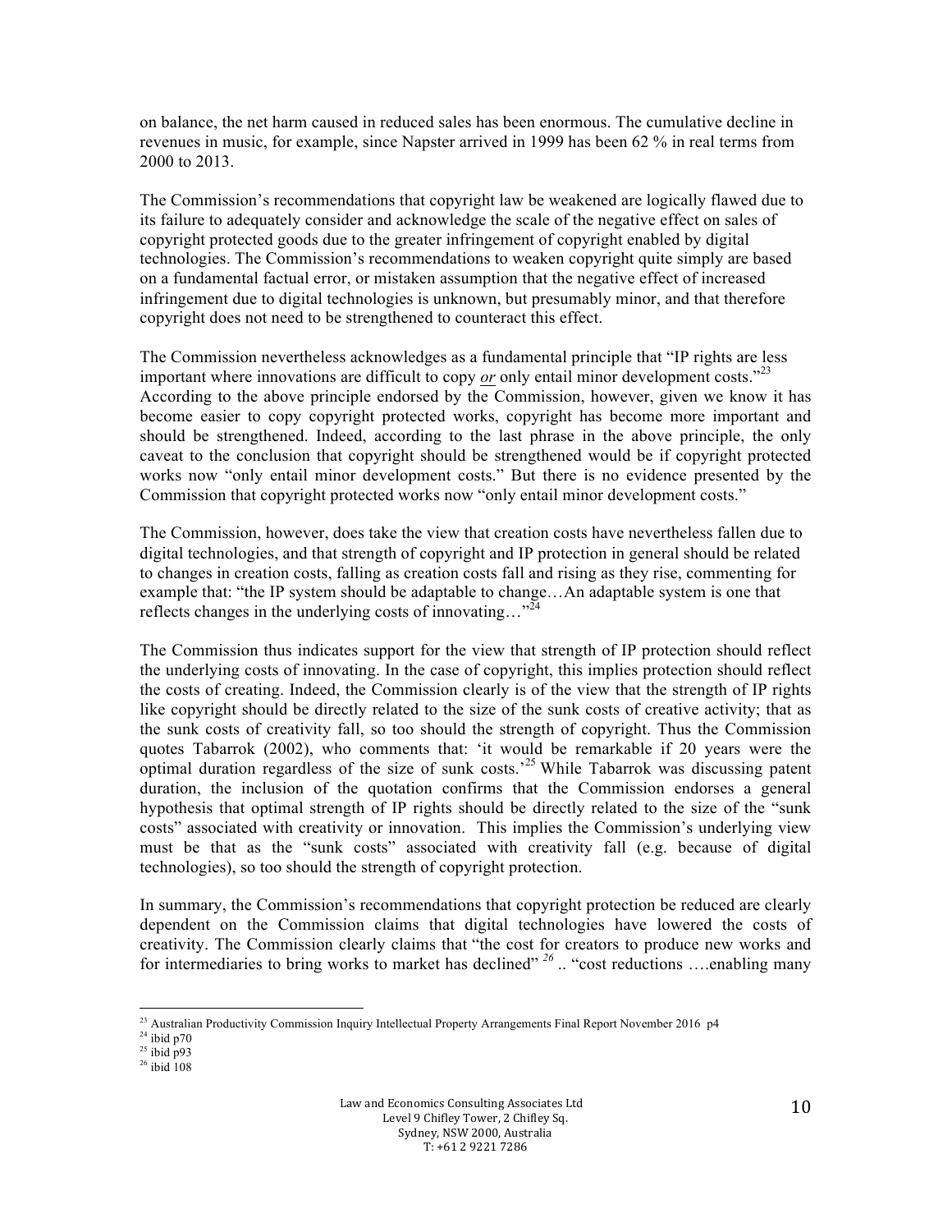on balance, the net harm caused in reduced sales has been enormous. The cumulative decline in revenues in music, for example, since Napster arrived in 1999 has been 62 % in real terms from 2000 to 2013.

The Commission's recommendations that copyright law be weakened are logically flawed due to its failure to adequately consider and acknowledge the scale of the negative effect on sales of copyright protected goods due to the greater infringement of copyright enabled by digital technologies. The Commission's recommendations to weaken copyright quite simply are based on a fundamental factual error, or mistaken assumption that the negative effect of increased infringement due to digital technologies is unknown, but presumably minor, and that therefore copyright does not need to be strengthened to counteract this effect.

The Commission nevertheless acknowledges as a fundamental principle that "IP rights are less important where innovations are difficult to copy ***or*** only entail minor development costs."[23] According to the above principle endorsed by the Commission, however, given we know it has become easier to copy copyright protected works, copyright has become more important and should be strengthened. Indeed, according to the last phrase in the above principle, the only caveat to the conclusion that copyright should be strengthened would be if copyright protected works now "only entail minor development costs." But there is no evidence presented by the Commission that copyright protected works now "only entail minor development costs."

The Commission, however, does take the view that creation costs have nevertheless fallen due to digital technologies, and that strength of copyright and IP protection in general should be related to changes in creation costs, falling as creation costs fall and rising as they rise, commenting for example that: "the IP system should be adaptable to change…An adaptable system is one that reflects changes in the underlying costs of innovating…"[24]

The Commission thus indicates support for the view that strength of IP protection should reflect the underlying costs of innovating. In the case of copyright, this implies protection should reflect the costs of creating. Indeed, the Commission clearly is of the view that the strength of IP rights like copyright should be directly related to the size of the sunk costs of creative activity; that as the sunk costs of creativity fall, so too should the strength of copyright. Thus the Commission quotes Tabarrok (2002), who comments that: 'it would be remarkable if 20 years were the optimal duration regardless of the size of sunk costs.'[25] While Tabarrok was discussing patent duration, the inclusion of the quotation confirms that the Commission endorses a general hypothesis that optimal strength of IP rights should be directly related to the size of the "sunk costs" associated with creativity or innovation. This implies the Commission's underlying view must be that as the "sunk costs" associated with creativity fall (e.g. because of digital technologies), so too should the strength of copyright protection.

In summary, the Commission's recommendations that copyright protection be reduced are clearly dependent on the Commission claims that digital technologies have lowered the costs of creativity. The Commission clearly claims that "the cost for creators to produce new works and for intermediaries to bring works to market has declined" [26] .. "cost reductions ….enabling many

---

[23] Australian Productivity Commission Inquiry Intellectual Property Arrangements Final Report November 2016 p4

[24] ibid p70

[25] ibid p93

[26] ibid 108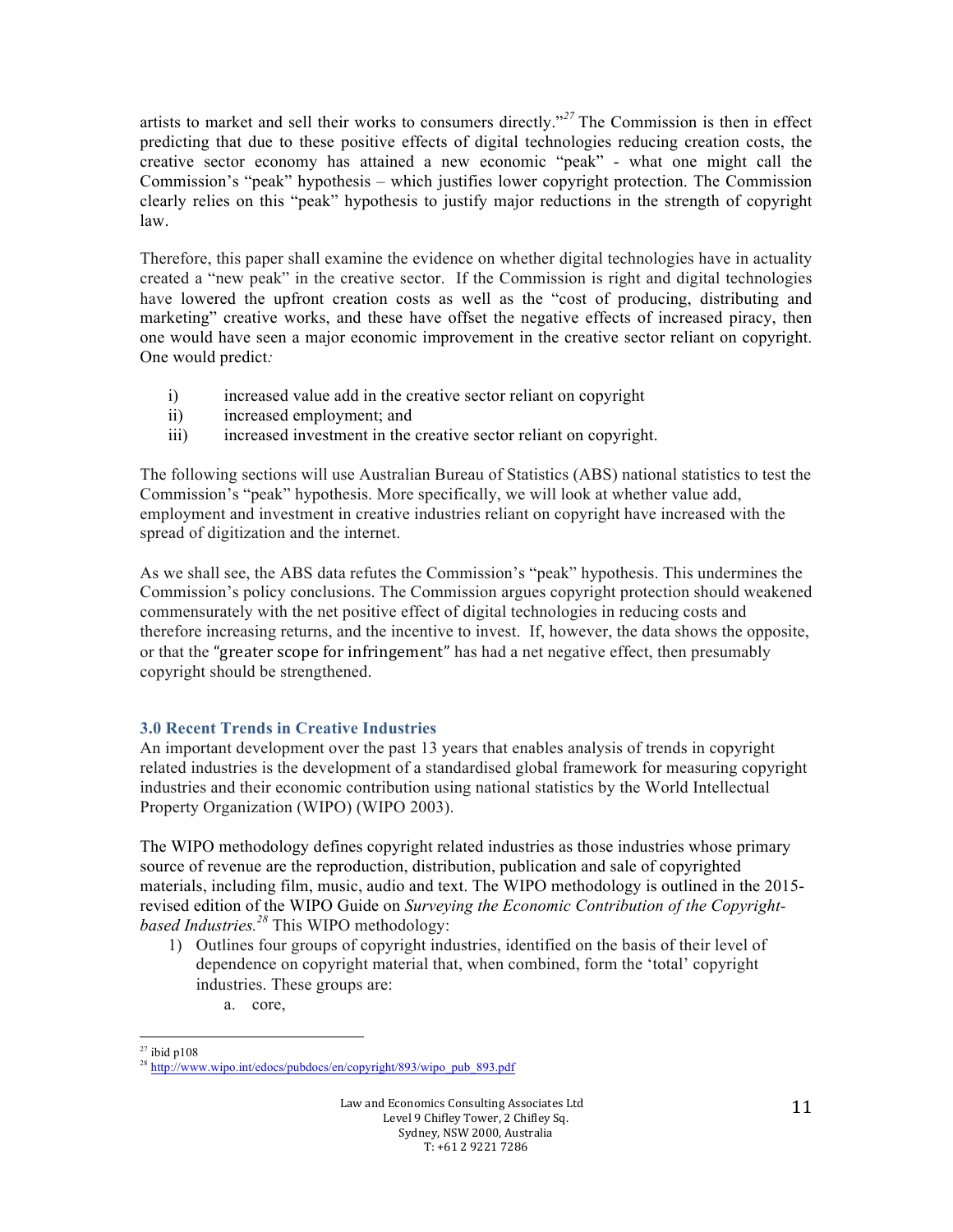artists to market and sell their works to consumers directly."[27] The Commission is then in effect predicting that due to these positive effects of digital technologies reducing creation costs, the creative sector economy has attained a new economic "peak" - what one might call the Commission's "peak" hypothesis – which justifies lower copyright protection. The Commission clearly relies on this "peak" hypothesis to justify major reductions in the strength of copyright law.

Therefore, this paper shall examine the evidence on whether digital technologies have in actuality created a "new peak" in the creative sector. If the Commission is right and digital technologies have lowered the upfront creation costs as well as the "cost of producing, distributing and marketing" creative works, and these have offset the negative effects of increased piracy, then one would have seen a major economic improvement in the creative sector reliant on copyright. One would predict*:*

i) increased value add in the creative sector reliant on copyright
ii) increased employment; and
iii) increased investment in the creative sector reliant on copyright.

The following sections will use Australian Bureau of Statistics (ABS) national statistics to test the Commission's "peak" hypothesis. More specifically, we will look at whether value add, employment and investment in creative industries reliant on copyright have increased with the spread of digitization and the internet.

As we shall see, the ABS data refutes the Commission's "peak" hypothesis. This undermines the Commission's policy conclusions. The Commission argues copyright protection should weakened commensurately with the net positive effect of digital technologies in reducing costs and therefore increasing returns, and the incentive to invest. If, however, the data shows the opposite, or that the "greater scope for infringement" has had a net negative effect, then presumably copyright should be strengthened.

### 3.0 Recent Trends in Creative Industries

An important development over the past 13 years that enables analysis of trends in copyright related industries is the development of a standardised global framework for measuring copyright industries and their economic contribution using national statistics by the World Intellectual Property Organization (WIPO) (WIPO 2003).

The WIPO methodology defines copyright related industries as those industries whose primary source of revenue are the reproduction, distribution, publication and sale of copyrighted materials, including film, music, audio and text. The WIPO methodology is outlined in the 2015-revised edition of the WIPO Guide on *Surveying the Economic Contribution of the Copyright-based Industries.*[28] This WIPO methodology:

1) Outlines four groups of copyright industries, identified on the basis of their level of dependence on copyright material that, when combined, form the 'total' copyright industries. These groups are:
    a. core,

---

[27] ibid p108

[28] http://www.wipo.int/edocs/pubdocs/en/copyright/893/wipo_pub_893.pdf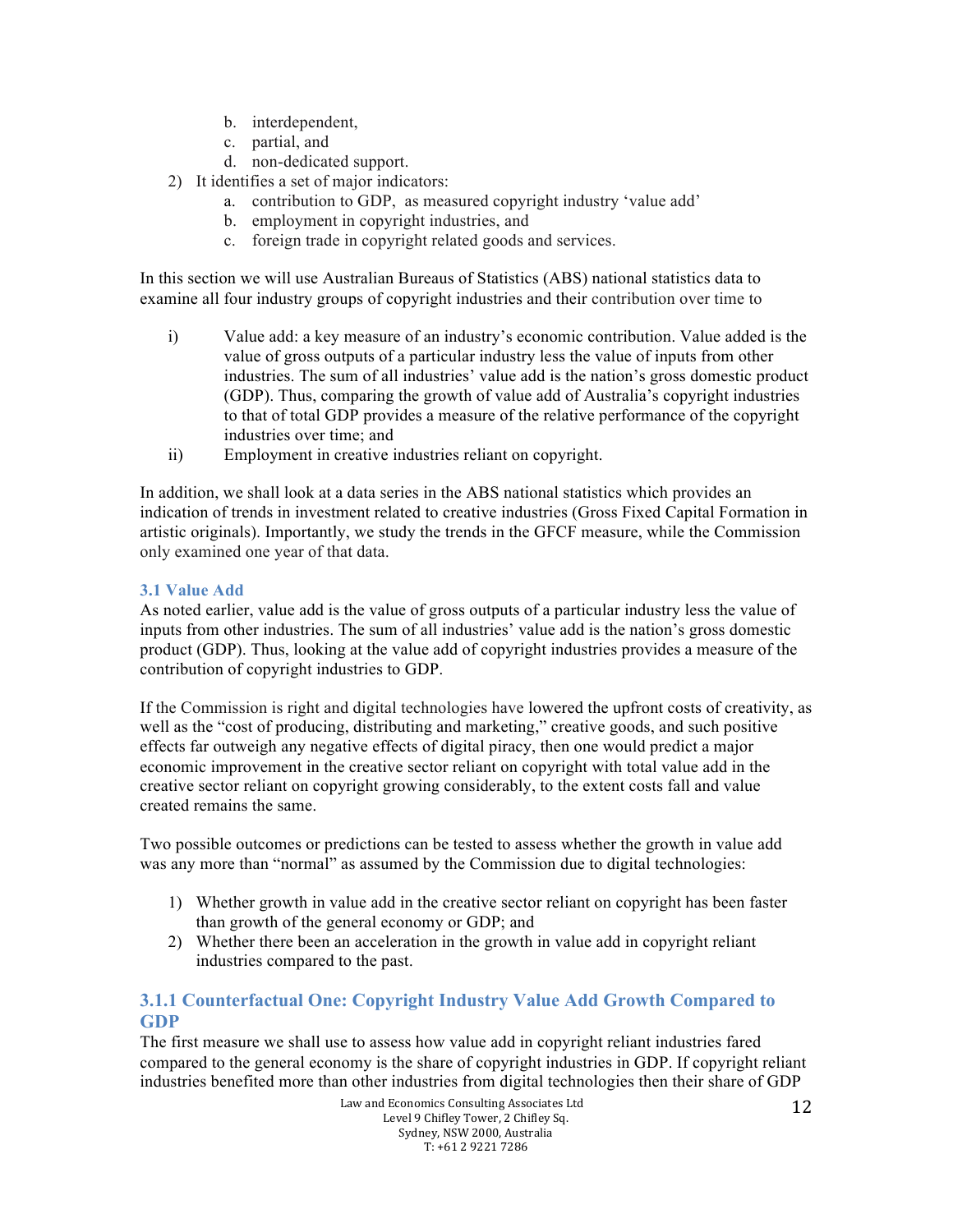b. interdependent,
   c. partial, and
   d. non-dedicated support.

2) It identifies a set of major indicators:
   a. contribution to GDP, as measured copyright industry 'value add'
   b. employment in copyright industries, and
   c. foreign trade in copyright related goods and services.

In this section we will use Australian Bureaus of Statistics (ABS) national statistics data to examine all four industry groups of copyright industries and their contribution over time to

i) Value add: a key measure of an industry's economic contribution. Value added is the value of gross outputs of a particular industry less the value of inputs from other industries. The sum of all industries' value add is the nation's gross domestic product (GDP). Thus, comparing the growth of value add of Australia's copyright industries to that of total GDP provides a measure of the relative performance of the copyright industries over time; and

ii) Employment in creative industries reliant on copyright.

In addition, we shall look at a data series in the ABS national statistics which provides an indication of trends in investment related to creative industries (Gross Fixed Capital Formation in artistic originals). Importantly, we study the trends in the GFCF measure, while the Commission only examined one year of that data.

### 3.1 Value Add

As noted earlier, value add is the value of gross outputs of a particular industry less the value of inputs from other industries. The sum of all industries' value add is the nation's gross domestic product (GDP). Thus, looking at the value add of copyright industries provides a measure of the contribution of copyright industries to GDP.

If the Commission is right and digital technologies have lowered the upfront costs of creativity, as well as the "cost of producing, distributing and marketing," creative goods, and such positive effects far outweigh any negative effects of digital piracy, then one would predict a major economic improvement in the creative sector reliant on copyright with total value add in the creative sector reliant on copyright growing considerably, to the extent costs fall and value created remains the same.

Two possible outcomes or predictions can be tested to assess whether the growth in value add was any more than "normal" as assumed by the Commission due to digital technologies:

1) Whether growth in value add in the creative sector reliant on copyright has been faster than growth of the general economy or GDP; and
2) Whether there been an acceleration in the growth in value add in copyright reliant industries compared to the past.

#### 3.1.1 Counterfactual One: Copyright Industry Value Add Growth Compared to GDP

The first measure we shall use to assess how value add in copyright reliant industries fared compared to the general economy is the share of copyright industries in GDP. If copyright reliant industries benefited more than other industries from digital technologies then their share of GDP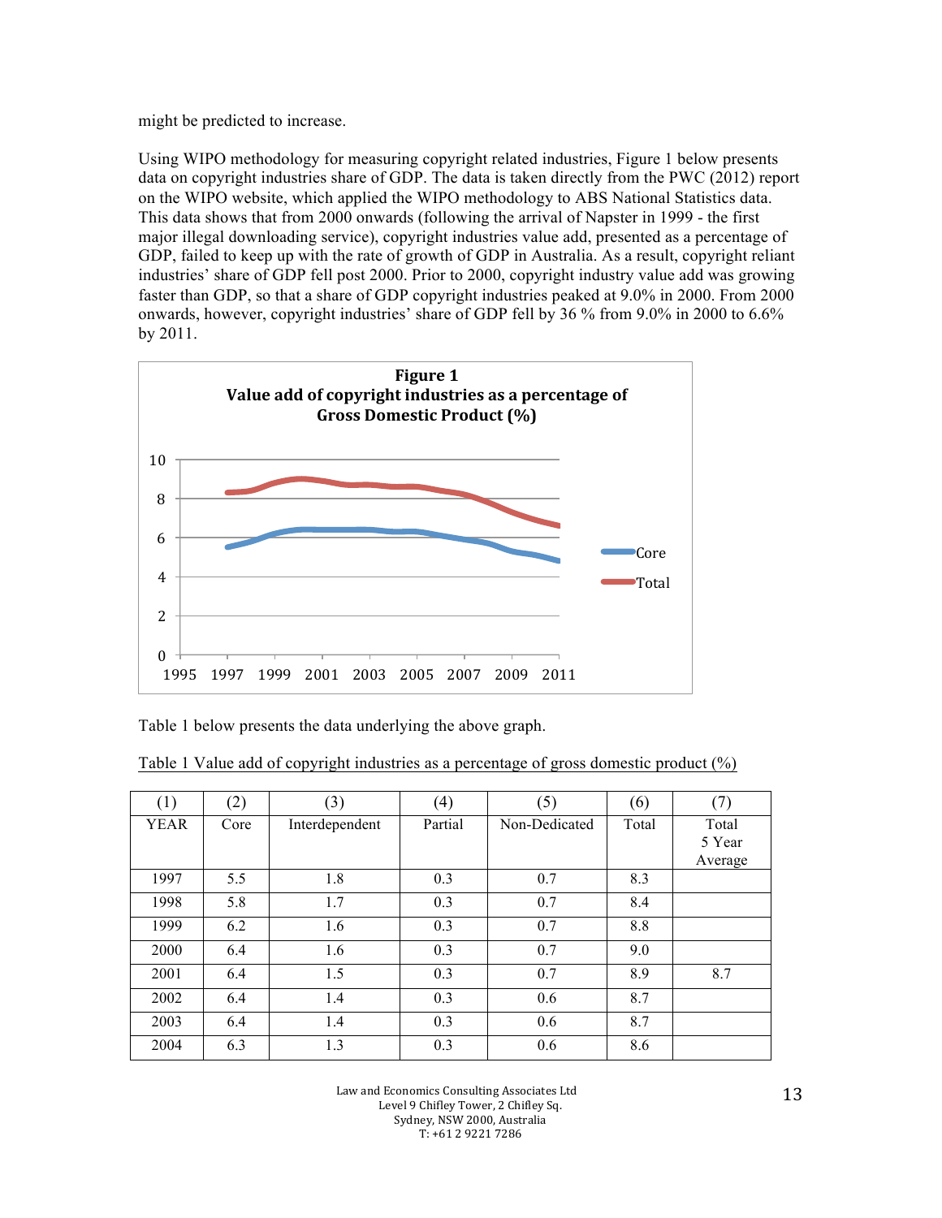might be predicted to increase.

Using WIPO methodology for measuring copyright related industries, Figure 1 below presents data on copyright industries share of GDP. The data is taken directly from the PWC (2012) report on the WIPO website, which applied the WIPO methodology to ABS National Statistics data. This data shows that from 2000 onwards (following the arrival of Napster in 1999 - the first major illegal downloading service), copyright industries value add, presented as a percentage of GDP, failed to keep up with the rate of growth of GDP in Australia. As a result, copyright reliant industries' share of GDP fell post 2000. Prior to 2000, copyright industry value add was growing faster than GDP, so that a share of GDP copyright industries peaked at 9.0% in 2000. From 2000 onwards, however, copyright industries' share of GDP fell by 36 % from 9.0% in 2000 to 6.6% by 2011.

**Figure 1**
**Value add of copyright industries as a percentage of Gross Domestic Product (%)**

Table 1 below presents the data underlying the above graph.

Table 1 Value add of copyright industries as a percentage of gross domestic product (%)

| (1) | (2) | (3) | (4) | (5) | (6) | (7) |
|---|---|---|---|---|---|---|
| YEAR | Core | Interdependent | Partial | Non-Dedicated | Total | Total 5 Year Average |
| 1997 | 5.5 | 1.8 | 0.3 | 0.7 | 8.3 | |
| 1998 | 5.8 | 1.7 | 0.3 | 0.7 | 8.4 | |
| 1999 | 6.2 | 1.6 | 0.3 | 0.7 | 8.8 | |
| 2000 | 6.4 | 1.6 | 0.3 | 0.7 | 9.0 | |
| 2001 | 6.4 | 1.5 | 0.3 | 0.7 | 8.9 | 8.7 |
| 2002 | 6.4 | 1.4 | 0.3 | 0.6 | 8.7 | |
| 2003 | 6.4 | 1.4 | 0.3 | 0.6 | 8.7 | |
| 2004 | 6.3 | 1.3 | 0.3 | 0.6 | 8.6 | |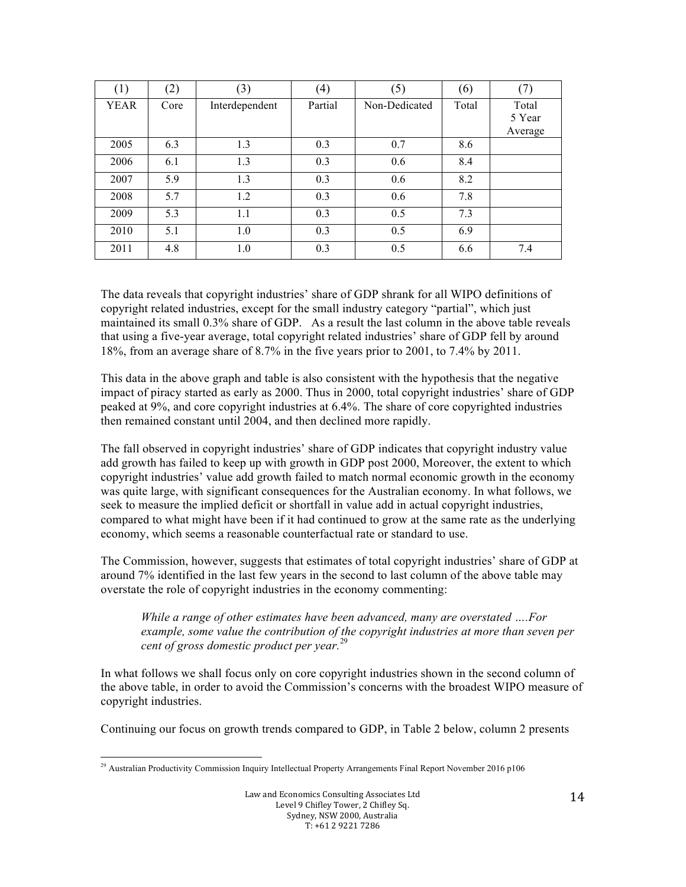| (1) | (2) | (3) | (4) | (5) | (6) | (7) |
|---|---|---|---|---|---|---|
| YEAR | Core | Interdependent | Partial | Non-Dedicated | Total | Total 5 Year Average |
| 2005 | 6.3 | 1.3 | 0.3 | 0.7 | 8.6 | |
| 2006 | 6.1 | 1.3 | 0.3 | 0.6 | 8.4 | |
| 2007 | 5.9 | 1.3 | 0.3 | 0.6 | 8.2 | |
| 2008 | 5.7 | 1.2 | 0.3 | 0.6 | 7.8 | |
| 2009 | 5.3 | 1.1 | 0.3 | 0.5 | 7.3 | |
| 2010 | 5.1 | 1.0 | 0.3 | 0.5 | 6.9 | |
| 2011 | 4.8 | 1.0 | 0.3 | 0.5 | 6.6 | 7.4 |

The data reveals that copyright industries' share of GDP shrank for all WIPO definitions of copyright related industries, except for the small industry category "partial", which just maintained its small 0.3% share of GDP. As a result the last column in the above table reveals that using a five-year average, total copyright related industries' share of GDP fell by around 18%, from an average share of 8.7% in the five years prior to 2001, to 7.4% by 2011.

This data in the above graph and table is also consistent with the hypothesis that the negative impact of piracy started as early as 2000. Thus in 2000, total copyright industries' share of GDP peaked at 9%, and core copyright industries at 6.4%. The share of core copyrighted industries then remained constant until 2004, and then declined more rapidly.

The fall observed in copyright industries' share of GDP indicates that copyright industry value add growth has failed to keep up with growth in GDP post 2000, Moreover, the extent to which copyright industries' value add growth failed to match normal economic growth in the economy was quite large, with significant consequences for the Australian economy. In what follows, we seek to measure the implied deficit or shortfall in value add in actual copyright industries, compared to what might have been if it had continued to grow at the same rate as the underlying economy, which seems a reasonable counterfactual rate or standard to use.

The Commission, however, suggests that estimates of total copyright industries' share of GDP at around 7% identified in the last few years in the second to last column of the above table may overstate the role of copyright industries in the economy commenting:

> *While a range of other estimates have been advanced, many are overstated ….For example, some value the contribution of the copyright industries at more than seven per cent of gross domestic product per year.*[29]

In what follows we shall focus only on core copyright industries shown in the second column of the above table, in order to avoid the Commission's concerns with the broadest WIPO measure of copyright industries.

Continuing our focus on growth trends compared to GDP, in Table 2 below, column 2 presents

[29] Australian Productivity Commission Inquiry Intellectual Property Arrangements Final Report November 2016 p106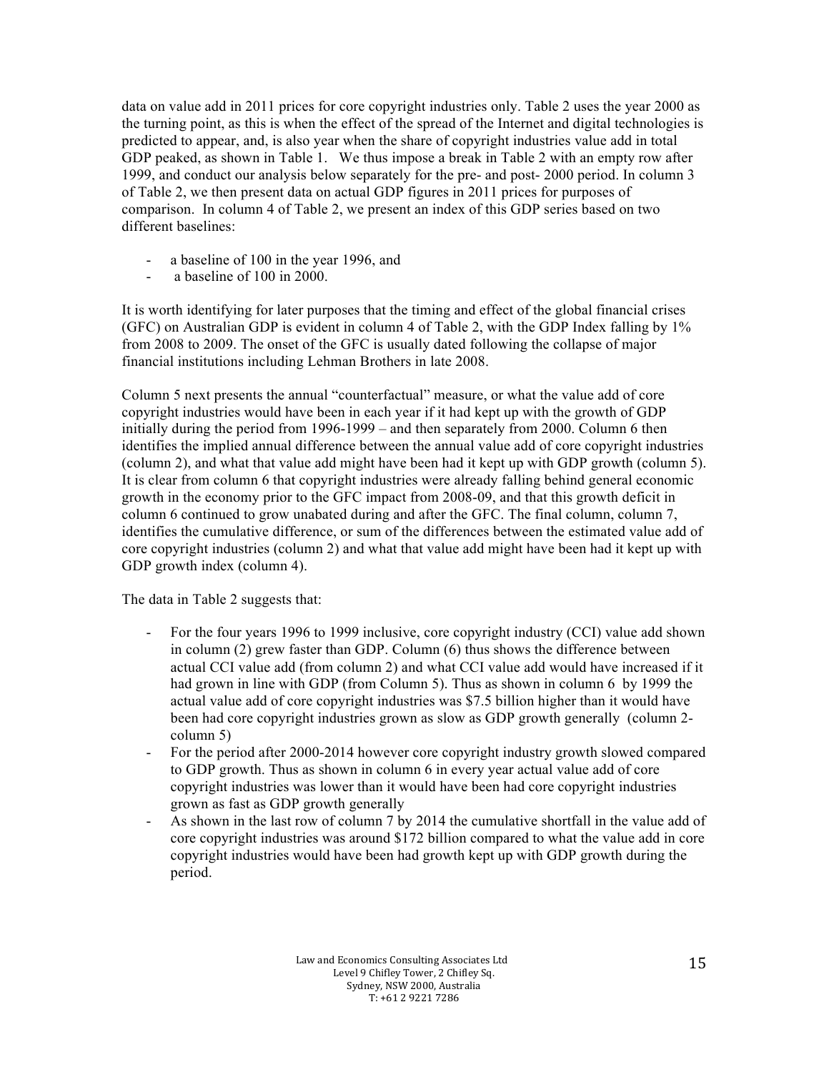data on value add in 2011 prices for core copyright industries only. Table 2 uses the year 2000 as the turning point, as this is when the effect of the spread of the Internet and digital technologies is predicted to appear, and, is also year when the share of copyright industries value add in total GDP peaked, as shown in Table 1. We thus impose a break in Table 2 with an empty row after 1999, and conduct our analysis below separately for the pre- and post- 2000 period. In column 3 of Table 2, we then present data on actual GDP figures in 2011 prices for purposes of comparison. In column 4 of Table 2, we present an index of this GDP series based on two different baselines:

- a baseline of 100 in the year 1996, and
- a baseline of 100 in 2000.

It is worth identifying for later purposes that the timing and effect of the global financial crises (GFC) on Australian GDP is evident in column 4 of Table 2, with the GDP Index falling by 1% from 2008 to 2009. The onset of the GFC is usually dated following the collapse of major financial institutions including Lehman Brothers in late 2008.

Column 5 next presents the annual "counterfactual" measure, or what the value add of core copyright industries would have been in each year if it had kept up with the growth of GDP initially during the period from 1996-1999 – and then separately from 2000. Column 6 then identifies the implied annual difference between the annual value add of core copyright industries (column 2), and what that value add might have been had it kept up with GDP growth (column 5). It is clear from column 6 that copyright industries were already falling behind general economic growth in the economy prior to the GFC impact from 2008-09, and that this growth deficit in column 6 continued to grow unabated during and after the GFC. The final column, column 7, identifies the cumulative difference, or sum of the differences between the estimated value add of core copyright industries (column 2) and what that value add might have been had it kept up with GDP growth index (column 4).

The data in Table 2 suggests that:

- For the four years 1996 to 1999 inclusive, core copyright industry (CCI) value add shown in column (2) grew faster than GDP. Column (6) thus shows the difference between actual CCI value add (from column 2) and what CCI value add would have increased if it had grown in line with GDP (from Column 5). Thus as shown in column 6 by 1999 the actual value add of core copyright industries was $7.5 billion higher than it would have been had core copyright industries grown as slow as GDP growth generally (column 2-column 5)
- For the period after 2000-2014 however core copyright industry growth slowed compared to GDP growth. Thus as shown in column 6 in every year actual value add of core copyright industries was lower than it would have been had core copyright industries grown as fast as GDP growth generally
- As shown in the last row of column 7 by 2014 the cumulative shortfall in the value add of core copyright industries was around $172 billion compared to what the value add in core copyright industries would have been had growth kept up with GDP growth during the period.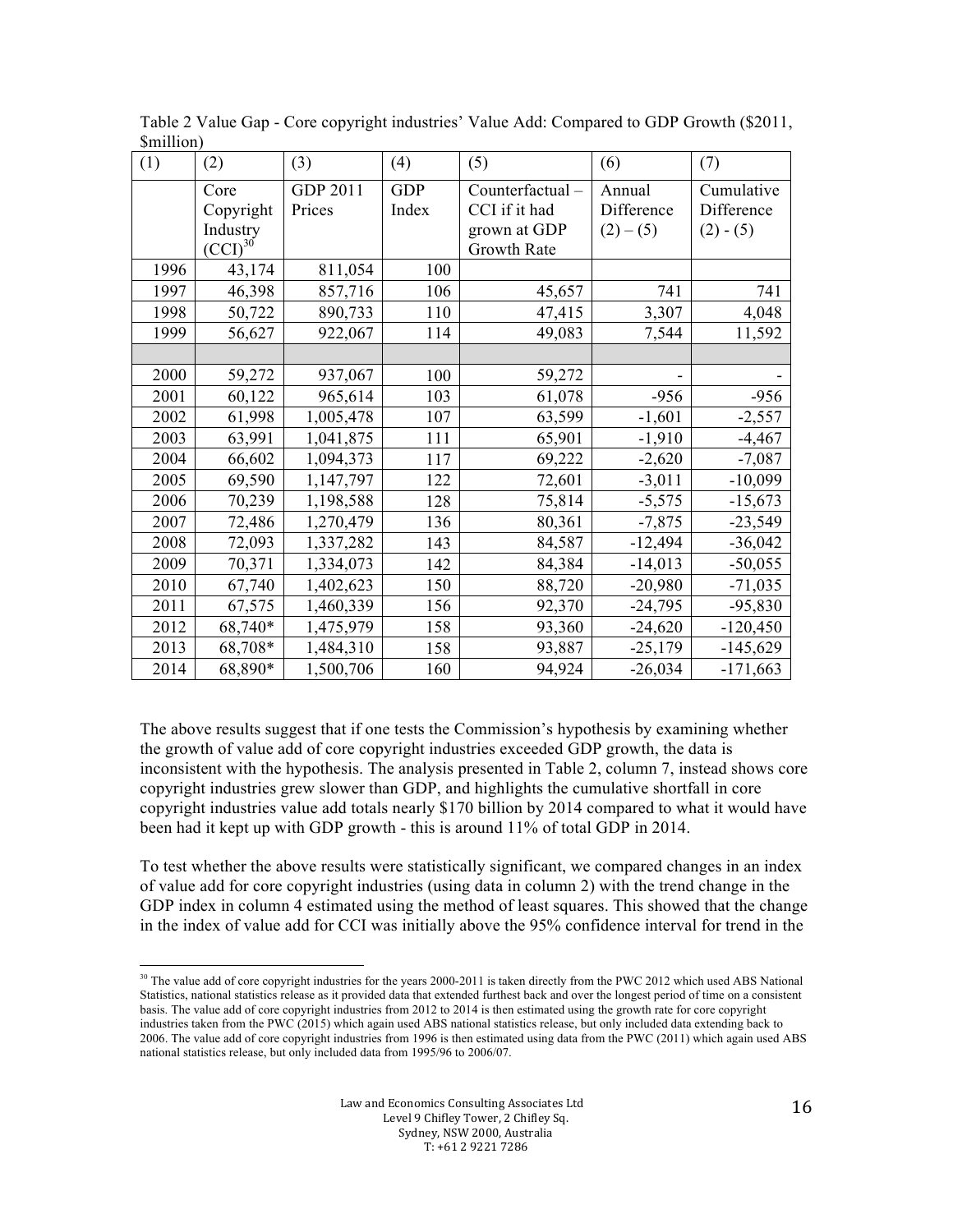Table 2 Value Gap - Core copyright industries' Value Add: Compared to GDP Growth ($2011, $million)

| (1) | (2) | (3) | (4) | (5) | (6) | (7) |
|---|---|---|---|---|---|---|
| | Core Copyright Industry (CCI)[30] | GDP 2011 Prices | GDP Index | Counterfactual – CCI if it had grown at GDP Growth Rate | Annual Difference (2) – (5) | Cumulative Difference (2) - (5) |
| 1996 | 43,174 | 811,054 | 100 | | | |
| 1997 | 46,398 | 857,716 | 106 | 45,657 | 741 | 741 |
| 1998 | 50,722 | 890,733 | 110 | 47,415 | 3,307 | 4,048 |
| 1999 | 56,627 | 922,067 | 114 | 49,083 | 7,544 | 11,592 |
| | | | | | | |
| 2000 | 59,272 | 937,067 | 100 | 59,272 | - | - |
| 2001 | 60,122 | 965,614 | 103 | 61,078 | -956 | -956 |
| 2002 | 61,998 | 1,005,478 | 107 | 63,599 | -1,601 | -2,557 |
| 2003 | 63,991 | 1,041,875 | 111 | 65,901 | -1,910 | -4,467 |
| 2004 | 66,602 | 1,094,373 | 117 | 69,222 | -2,620 | -7,087 |
| 2005 | 69,590 | 1,147,797 | 122 | 72,601 | -3,011 | -10,099 |
| 2006 | 70,239 | 1,198,588 | 128 | 75,814 | -5,575 | -15,673 |
| 2007 | 72,486 | 1,270,479 | 136 | 80,361 | -7,875 | -23,549 |
| 2008 | 72,093 | 1,337,282 | 143 | 84,587 | -12,494 | -36,042 |
| 2009 | 70,371 | 1,334,073 | 142 | 84,384 | -14,013 | -50,055 |
| 2010 | 67,740 | 1,402,623 | 150 | 88,720 | -20,980 | -71,035 |
| 2011 | 67,575 | 1,460,339 | 156 | 92,370 | -24,795 | -95,830 |
| 2012 | 68,740* | 1,475,979 | 158 | 93,360 | -24,620 | -120,450 |
| 2013 | 68,708* | 1,484,310 | 158 | 93,887 | -25,179 | -145,629 |
| 2014 | 68,890* | 1,500,706 | 160 | 94,924 | -26,034 | -171,663 |

The above results suggest that if one tests the Commission's hypothesis by examining whether the growth of value add of core copyright industries exceeded GDP growth, the data is inconsistent with the hypothesis. The analysis presented in Table 2, column 7, instead shows core copyright industries grew slower than GDP, and highlights the cumulative shortfall in core copyright industries value add totals nearly $170 billion by 2014 compared to what it would have been had it kept up with GDP growth - this is around 11% of total GDP in 2014.

To test whether the above results were statistically significant, we compared changes in an index of value add for core copyright industries (using data in column 2) with the trend change in the GDP index in column 4 estimated using the method of least squares. This showed that the change in the index of value add for CCI was initially above the 95% confidence interval for trend in the

[30] The value add of core copyright industries for the years 2000-2011 is taken directly from the PWC 2012 which used ABS National Statistics, national statistics release as it provided data that extended furthest back and over the longest period of time on a consistent basis. The value add of core copyright industries from 2012 to 2014 is then estimated using the growth rate for core copyright industries taken from the PWC (2015) which again used ABS national statistics release, but only included data extending back to 2006. The value add of core copyright industries from 1996 is then estimated using data from the PWC (2011) which again used ABS national statistics release, but only included data from 1995/96 to 2006/07.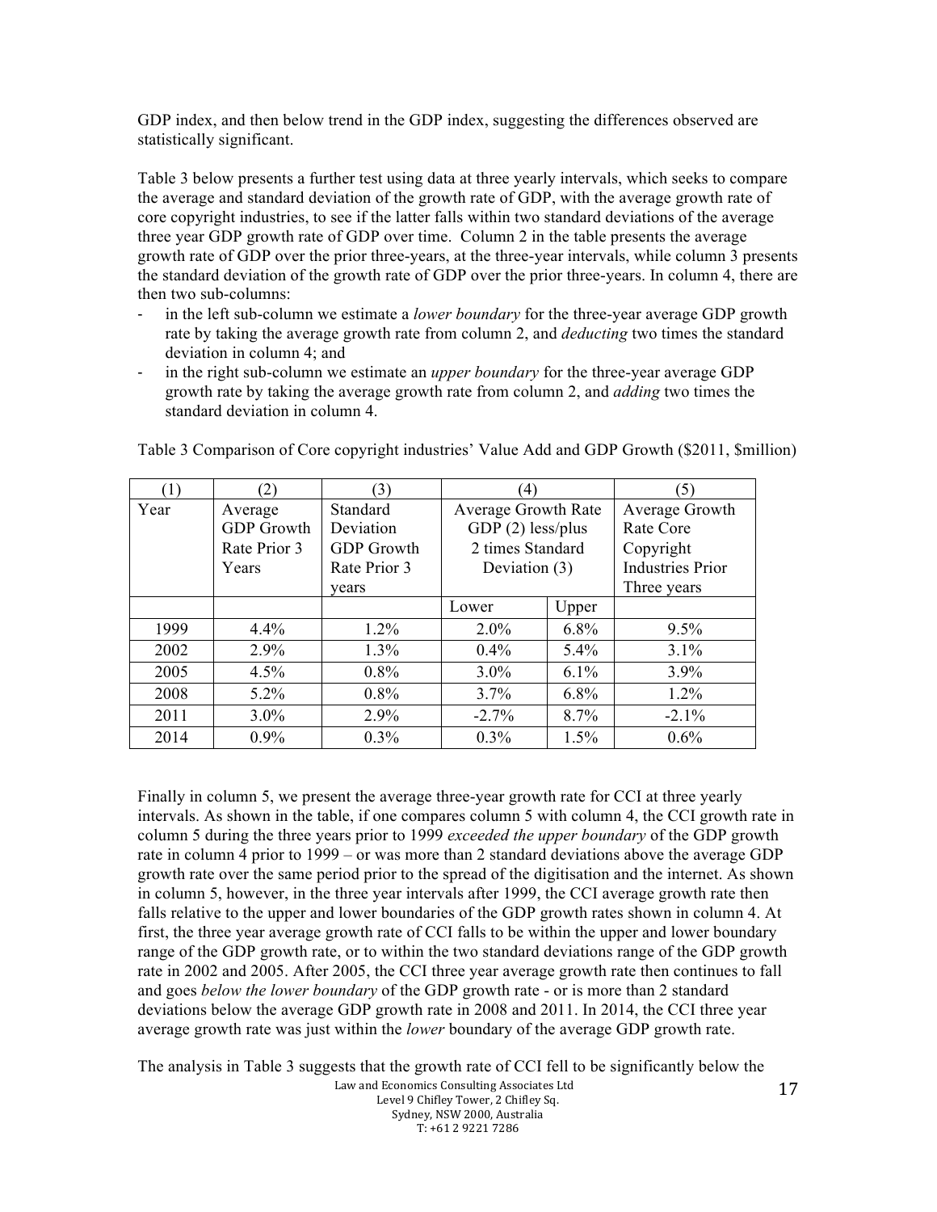GDP index, and then below trend in the GDP index, suggesting the differences observed are statistically significant.

Table 3 below presents a further test using data at three yearly intervals, which seeks to compare the average and standard deviation of the growth rate of GDP, with the average growth rate of core copyright industries, to see if the latter falls within two standard deviations of the average three year GDP growth rate of GDP over time. Column 2 in the table presents the average growth rate of GDP over the prior three-years, at the three-year intervals, while column 3 presents the standard deviation of the growth rate of GDP over the prior three-years. In column 4, there are then two sub-columns:

- in the left sub-column we estimate a *lower boundary* for the three-year average GDP growth rate by taking the average growth rate from column 2, and *deducting* two times the standard deviation in column 4; and
- in the right sub-column we estimate an *upper boundary* for the three-year average GDP growth rate by taking the average growth rate from column 2, and *adding* two times the standard deviation in column 4.

Table 3 Comparison of Core copyright industries' Value Add and GDP Growth ($2011, $million)

| (1) | (2) | (3) | (4) | | (5) |
|---|---|---|---|---|---|
| Year | Average GDP Growth Rate Prior 3 Years | Standard Deviation GDP Growth Rate Prior 3 years | Average Growth Rate GDP (2) less/plus 2 times Standard Deviation (3) | | Average Growth Rate Core Copyright Industries Prior Three years |
| | | | Lower | Upper | |
| 1999 | 4.4% | 1.2% | 2.0% | 6.8% | 9.5% |
| 2002 | 2.9% | 1.3% | 0.4% | 5.4% | 3.1% |
| 2005 | 4.5% | 0.8% | 3.0% | 6.1% | 3.9% |
| 2008 | 5.2% | 0.8% | 3.7% | 6.8% | 1.2% |
| 2011 | 3.0% | 2.9% | -2.7% | 8.7% | -2.1% |
| 2014 | 0.9% | 0.3% | 0.3% | 1.5% | 0.6% |

Finally in column 5, we present the average three-year growth rate for CCI at three yearly intervals. As shown in the table, if one compares column 5 with column 4, the CCI growth rate in column 5 during the three years prior to 1999 *exceeded the upper boundary* of the GDP growth rate in column 4 prior to 1999 – or was more than 2 standard deviations above the average GDP growth rate over the same period prior to the spread of the digitisation and the internet. As shown in column 5, however, in the three year intervals after 1999, the CCI average growth rate then falls relative to the upper and lower boundaries of the GDP growth rates shown in column 4. At first, the three year average growth rate of CCI falls to be within the upper and lower boundary range of the GDP growth rate, or to within the two standard deviations range of the GDP growth rate in 2002 and 2005. After 2005, the CCI three year average growth rate then continues to fall and goes *below the lower boundary* of the GDP growth rate - or is more than 2 standard deviations below the average GDP growth rate in 2008 and 2011. In 2014, the CCI three year average growth rate was just within the *lower* boundary of the average GDP growth rate.

The analysis in Table 3 suggests that the growth rate of CCI fell to be significantly below the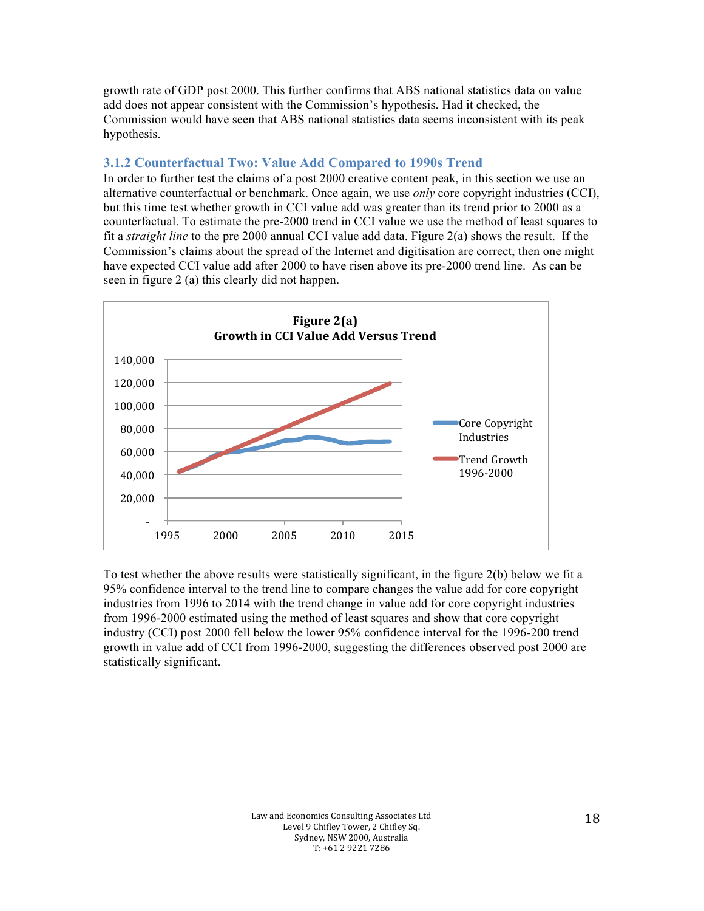growth rate of GDP post 2000. This further confirms that ABS national statistics data on value add does not appear consistent with the Commission's hypothesis. Had it checked, the Commission would have seen that ABS national statistics data seems inconsistent with its peak hypothesis.

### 3.1.2 Counterfactual Two: Value Add Compared to 1990s Trend

In order to further test the claims of a post 2000 creative content peak, in this section we use an alternative counterfactual or benchmark. Once again, we use *only* core copyright industries (CCI), but this time test whether growth in CCI value add was greater than its trend prior to 2000 as a counterfactual. To estimate the pre-2000 trend in CCI value we use the method of least squares to fit a *straight line* to the pre 2000 annual CCI value add data. Figure 2(a) shows the result. If the Commission's claims about the spread of the Internet and digitisation are correct, then one might have expected CCI value add after 2000 to have risen above its pre-2000 trend line. As can be seen in figure 2 (a) this clearly did not happen.

**Figure 2(a)**
**Growth in CCI Value Add Versus Trend**

To test whether the above results were statistically significant, in the figure 2(b) below we fit a 95% confidence interval to the trend line to compare changes the value add for core copyright industries from 1996 to 2014 with the trend change in value add for core copyright industries from 1996-2000 estimated using the method of least squares and show that core copyright industry (CCI) post 2000 fell below the lower 95% confidence interval for the 1996-200 trend growth in value add of CCI from 1996-2000, suggesting the differences observed post 2000 are statistically significant.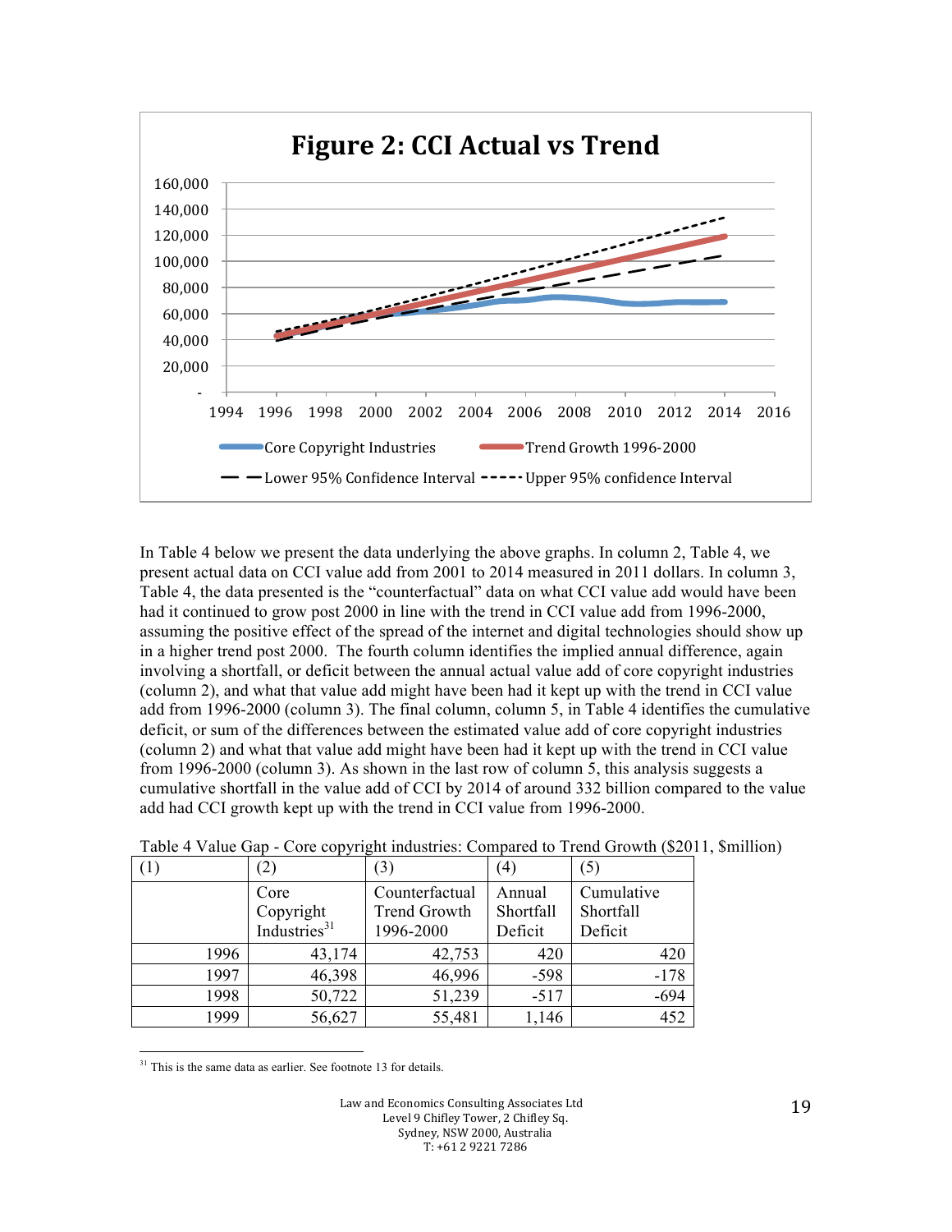In Table 4 below we present the data underlying the above graphs. In column 2, Table 4, we present actual data on CCI value add from 2001 to 2014 measured in 2011 dollars. In column 3, Table 4, the data presented is the "counterfactual" data on what CCI value add would have been had it continued to grow post 2000 in line with the trend in CCI value add from 1996-2000, assuming the positive effect of the spread of the internet and digital technologies should show up in a higher trend post 2000. The fourth column identifies the implied annual difference, again involving a shortfall, or deficit between the annual actual value add of core copyright industries (column 2), and what that value add might have been had it kept up with the trend in CCI value add from 1996-2000 (column 3). The final column, column 5, in Table 4 identifies the cumulative deficit, or sum of the differences between the estimated value add of core copyright industries (column 2) and what that value add might have been had it kept up with the trend in CCI value from 1996-2000 (column 3). As shown in the last row of column 5, this analysis suggests a cumulative shortfall in the value add of CCI by 2014 of around 332 billion compared to the value add had CCI growth kept up with the trend in CCI value from 1996-2000.

Table 4 Value Gap - Core copyright industries: Compared to Trend Growth ($2011, $million)

| (1) | (2) | (3) | (4) | (5) |
|---|---|---|---|---|
| | Core Copyright Industries[31] | Counterfactual Trend Growth 1996-2000 | Annual Shortfall Deficit | Cumulative Shortfall Deficit |
| 1996 | 43,174 | 42,753 | 420 | 420 |
| 1997 | 46,398 | 46,996 | -598 | -178 |
| 1998 | 50,722 | 51,239 | -517 | -694 |
| 1999 | 56,627 | 55,481 | 1,146 | 452 |

[31] This is the same data as earlier. See footnote 13 for details.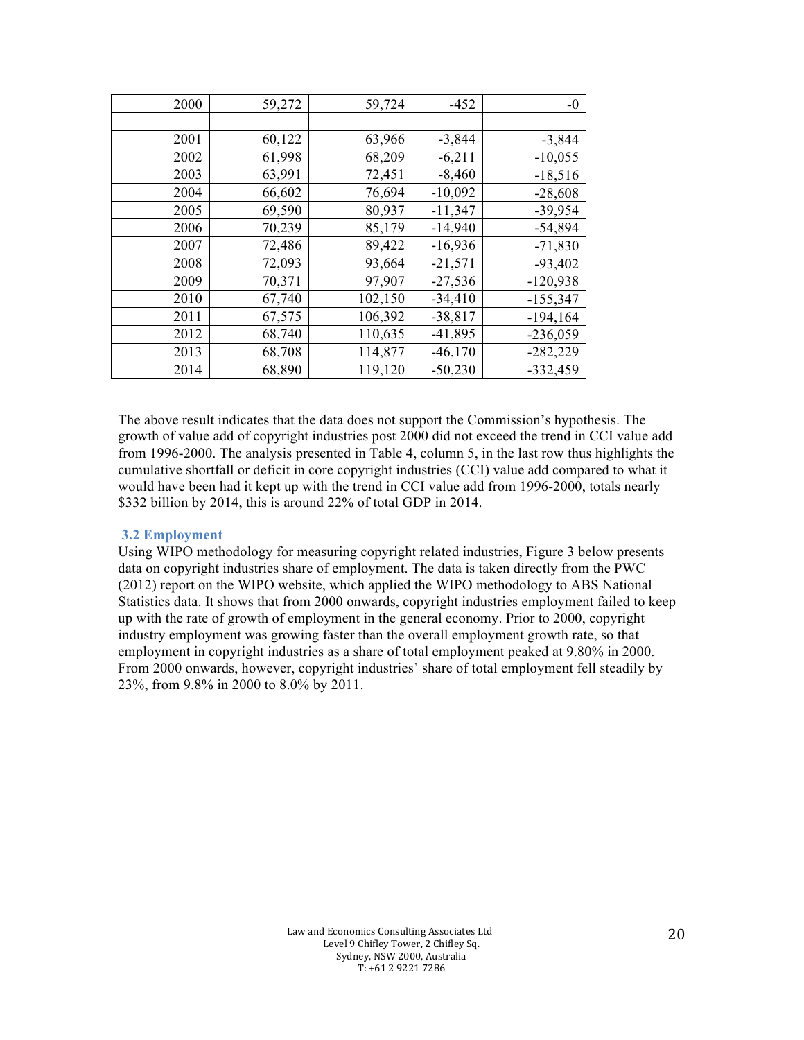| | | | | |
|---|---|---|---|---|
| 2000 | 59,272 | 59,724 | -452 | -0 |
| | | | | |
| 2001 | 60,122 | 63,966 | -3,844 | -3,844 |
| 2002 | 61,998 | 68,209 | -6,211 | -10,055 |
| 2003 | 63,991 | 72,451 | -8,460 | -18,516 |
| 2004 | 66,602 | 76,694 | -10,092 | -28,608 |
| 2005 | 69,590 | 80,937 | -11,347 | -39,954 |
| 2006 | 70,239 | 85,179 | -14,940 | -54,894 |
| 2007 | 72,486 | 89,422 | -16,936 | -71,830 |
| 2008 | 72,093 | 93,664 | -21,571 | -93,402 |
| 2009 | 70,371 | 97,907 | -27,536 | -120,938 |
| 2010 | 67,740 | 102,150 | -34,410 | -155,347 |
| 2011 | 67,575 | 106,392 | -38,817 | -194,164 |
| 2012 | 68,740 | 110,635 | -41,895 | -236,059 |
| 2013 | 68,708 | 114,877 | -46,170 | -282,229 |
| 2014 | 68,890 | 119,120 | -50,230 | -332,459 |

The above result indicates that the data does not support the Commission's hypothesis. The growth of value add of copyright industries post 2000 did not exceed the trend in CCI value add from 1996-2000. The analysis presented in Table 4, column 5, in the last row thus highlights the cumulative shortfall or deficit in core copyright industries (CCI) value add compared to what it would have been had it kept up with the trend in CCI value add from 1996-2000, totals nearly \$332 billion by 2014, this is around 22% of total GDP in 2014.

### 3.2 Employment

Using WIPO methodology for measuring copyright related industries, Figure 3 below presents data on copyright industries share of employment. The data is taken directly from the PWC (2012) report on the WIPO website, which applied the WIPO methodology to ABS National Statistics data. It shows that from 2000 onwards, copyright industries employment failed to keep up with the rate of growth of employment in the general economy. Prior to 2000, copyright industry employment was growing faster than the overall employment growth rate, so that employment in copyright industries as a share of total employment peaked at 9.80% in 2000. From 2000 onwards, however, copyright industries' share of total employment fell steadily by 23%, from 9.8% in 2000 to 8.0% by 2011.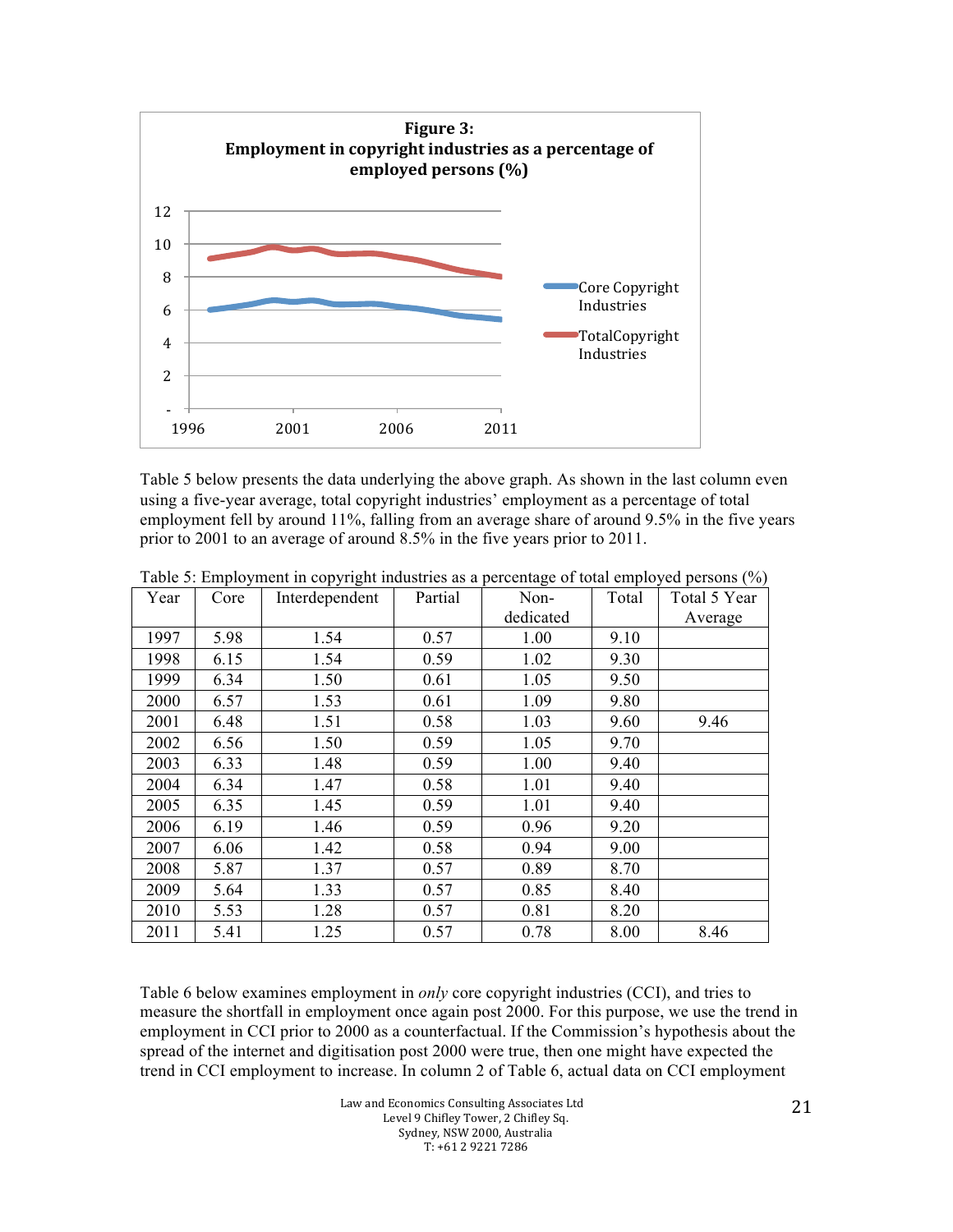**Figure 3: Employment in copyright industries as a percentage of employed persons (%)**

Table 5 below presents the data underlying the above graph. As shown in the last column even using a five-year average, total copyright industries' employment as a percentage of total employment fell by around 11%, falling from an average share of around 9.5% in the five years prior to 2001 to an average of around 8.5% in the five years prior to 2011.

Table 5: Employment in copyright industries as a percentage of total employed persons (%)

| Year | Core | Interdependent | Partial | Non-dedicated | Total | Total 5 Year Average |
|---|---|---|---|---|---|---|
| 1997 | 5.98 | 1.54 | 0.57 | 1.00 | 9.10 | |
| 1998 | 6.15 | 1.54 | 0.59 | 1.02 | 9.30 | |
| 1999 | 6.34 | 1.50 | 0.61 | 1.05 | 9.50 | |
| 2000 | 6.57 | 1.53 | 0.61 | 1.09 | 9.80 | |
| 2001 | 6.48 | 1.51 | 0.58 | 1.03 | 9.60 | 9.46 |
| 2002 | 6.56 | 1.50 | 0.59 | 1.05 | 9.70 | |
| 2003 | 6.33 | 1.48 | 0.59 | 1.00 | 9.40 | |
| 2004 | 6.34 | 1.47 | 0.58 | 1.01 | 9.40 | |
| 2005 | 6.35 | 1.45 | 0.59 | 1.01 | 9.40 | |
| 2006 | 6.19 | 1.46 | 0.59 | 0.96 | 9.20 | |
| 2007 | 6.06 | 1.42 | 0.58 | 0.94 | 9.00 | |
| 2008 | 5.87 | 1.37 | 0.57 | 0.89 | 8.70 | |
| 2009 | 5.64 | 1.33 | 0.57 | 0.85 | 8.40 | |
| 2010 | 5.53 | 1.28 | 0.57 | 0.81 | 8.20 | |
| 2011 | 5.41 | 1.25 | 0.57 | 0.78 | 8.00 | 8.46 |

Table 6 below examines employment in *only* core copyright industries (CCI), and tries to measure the shortfall in employment once again post 2000. For this purpose, we use the trend in employment in CCI prior to 2000 as a counterfactual. If the Commission's hypothesis about the spread of the internet and digitisation post 2000 were true, then one might have expected the trend in CCI employment to increase. In column 2 of Table 6, actual data on CCI employment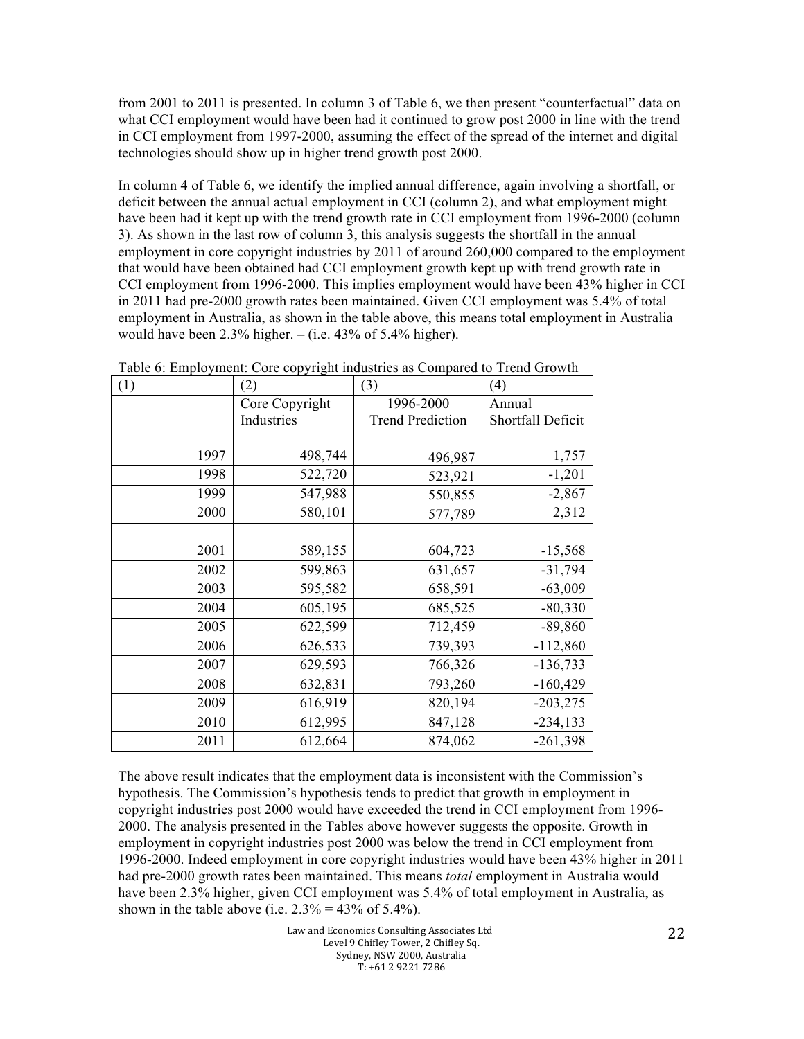from 2001 to 2011 is presented. In column 3 of Table 6, we then present "counterfactual" data on what CCI employment would have been had it continued to grow post 2000 in line with the trend in CCI employment from 1997-2000, assuming the effect of the spread of the internet and digital technologies should show up in higher trend growth post 2000.

In column 4 of Table 6, we identify the implied annual difference, again involving a shortfall, or deficit between the annual actual employment in CCI (column 2), and what employment might have been had it kept up with the trend growth rate in CCI employment from 1996-2000 (column 3). As shown in the last row of column 3, this analysis suggests the shortfall in the annual employment in core copyright industries by 2011 of around 260,000 compared to the employment that would have been obtained had CCI employment growth kept up with trend growth rate in CCI employment from 1996-2000. This implies employment would have been 43% higher in CCI in 2011 had pre-2000 growth rates been maintained. Given CCI employment was 5.4% of total employment in Australia, as shown in the table above, this means total employment in Australia would have been 2.3% higher. – (i.e. 43% of 5.4% higher).

Table 6: Employment: Core copyright industries as Compared to Trend Growth

| (1) | (2) | (3) | (4) |
|---|---|---|---|
| | Core Copyright Industries | 1996-2000 Trend Prediction | Annual Shortfall Deficit |
| 1997 | 498,744 | 496,987 | 1,757 |
| 1998 | 522,720 | 523,921 | -1,201 |
| 1999 | 547,988 | 550,855 | -2,867 |
| 2000 | 580,101 | 577,789 | 2,312 |
| | | | |
| 2001 | 589,155 | 604,723 | -15,568 |
| 2002 | 599,863 | 631,657 | -31,794 |
| 2003 | 595,582 | 658,591 | -63,009 |
| 2004 | 605,195 | 685,525 | -80,330 |
| 2005 | 622,599 | 712,459 | -89,860 |
| 2006 | 626,533 | 739,393 | -112,860 |
| 2007 | 629,593 | 766,326 | -136,733 |
| 2008 | 632,831 | 793,260 | -160,429 |
| 2009 | 616,919 | 820,194 | -203,275 |
| 2010 | 612,995 | 847,128 | -234,133 |
| 2011 | 612,664 | 874,062 | -261,398 |

The above result indicates that the employment data is inconsistent with the Commission's hypothesis. The Commission's hypothesis tends to predict that growth in employment in copyright industries post 2000 would have exceeded the trend in CCI employment from 1996-2000. The analysis presented in the Tables above however suggests the opposite. Growth in employment in copyright industries post 2000 was below the trend in CCI employment from 1996-2000. Indeed employment in core copyright industries would have been 43% higher in 2011 had pre-2000 growth rates been maintained. This means *total* employment in Australia would have been 2.3% higher, given CCI employment was 5.4% of total employment in Australia, as shown in the table above (i.e. 2.3% = 43% of 5.4%).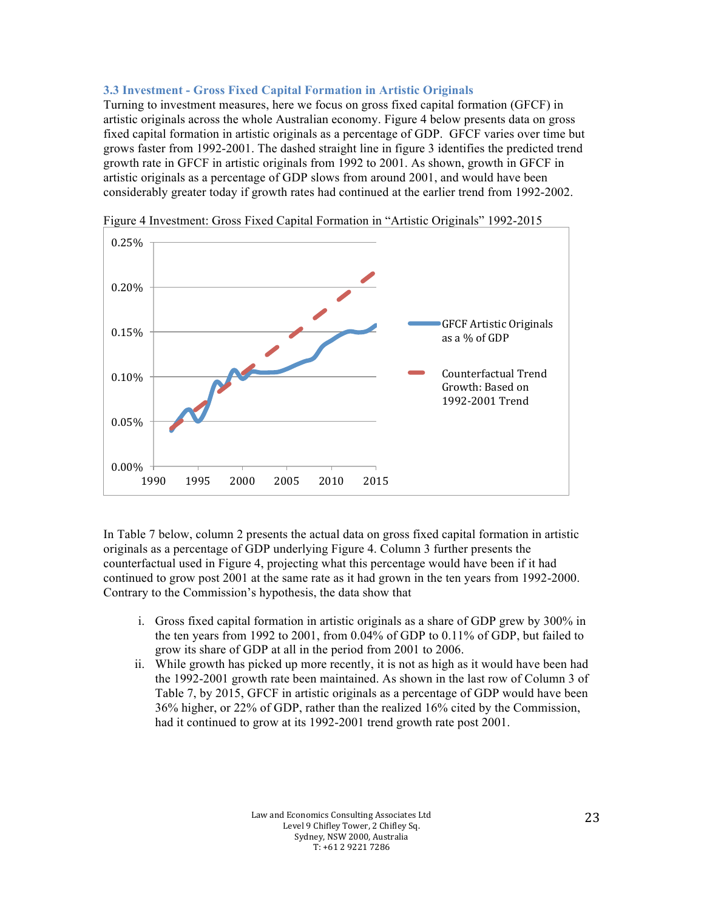### 3.3 Investment - Gross Fixed Capital Formation in Artistic Originals

Turning to investment measures, here we focus on gross fixed capital formation (GFCF) in artistic originals across the whole Australian economy. Figure 4 below presents data on gross fixed capital formation in artistic originals as a percentage of GDP. GFCF varies over time but grows faster from 1992-2001. The dashed straight line in figure 3 identifies the predicted trend growth rate in GFCF in artistic originals from 1992 to 2001. As shown, growth in GFCF in artistic originals as a percentage of GDP slows from around 2001, and would have been considerably greater today if growth rates had continued at the earlier trend from 1992-2002.

Figure 4 Investment: Gross Fixed Capital Formation in "Artistic Originals" 1992-2015

In Table 7 below, column 2 presents the actual data on gross fixed capital formation in artistic originals as a percentage of GDP underlying Figure 4. Column 3 further presents the counterfactual used in Figure 4, projecting what this percentage would have been if it had continued to grow post 2001 at the same rate as it had grown in the ten years from 1992-2000. Contrary to the Commission's hypothesis, the data show that

i. Gross fixed capital formation in artistic originals as a share of GDP grew by 300% in the ten years from 1992 to 2001, from 0.04% of GDP to 0.11% of GDP, but failed to grow its share of GDP at all in the period from 2001 to 2006.
ii. While growth has picked up more recently, it is not as high as it would have been had the 1992-2001 growth rate been maintained. As shown in the last row of Column 3 of Table 7, by 2015, GFCF in artistic originals as a percentage of GDP would have been 36% higher, or 22% of GDP, rather than the realized 16% cited by the Commission, had it continued to grow at its 1992-2001 trend growth rate post 2001.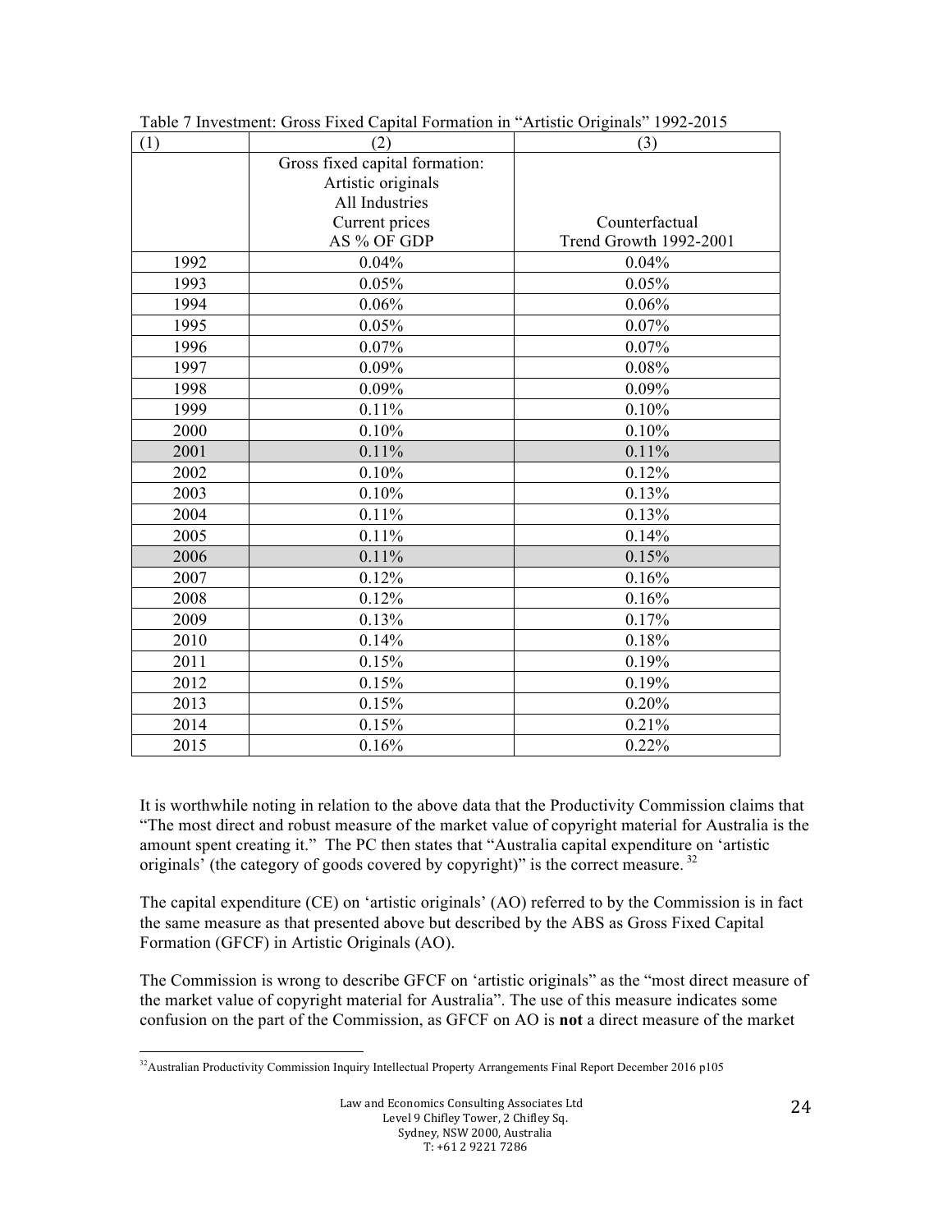Table 7 Investment: Gross Fixed Capital Formation in "Artistic Originals" 1992-2015

| (1) | (2) | (3) |
|---|---|---|
| | Gross fixed capital formation: Artistic originals All Industries Current prices AS % OF GDP | Counterfactual Trend Growth 1992-2001 |
| 1992 | 0.04% | 0.04% |
| 1993 | 0.05% | 0.05% |
| 1994 | 0.06% | 0.06% |
| 1995 | 0.05% | 0.07% |
| 1996 | 0.07% | 0.07% |
| 1997 | 0.09% | 0.08% |
| 1998 | 0.09% | 0.09% |
| 1999 | 0.11% | 0.10% |
| 2000 | 0.10% | 0.10% |
| 2001 | 0.11% | 0.11% |
| 2002 | 0.10% | 0.12% |
| 2003 | 0.10% | 0.13% |
| 2004 | 0.11% | 0.13% |
| 2005 | 0.11% | 0.14% |
| 2006 | 0.11% | 0.15% |
| 2007 | 0.12% | 0.16% |
| 2008 | 0.12% | 0.16% |
| 2009 | 0.13% | 0.17% |
| 2010 | 0.14% | 0.18% |
| 2011 | 0.15% | 0.19% |
| 2012 | 0.15% | 0.19% |
| 2013 | 0.15% | 0.20% |
| 2014 | 0.15% | 0.21% |
| 2015 | 0.16% | 0.22% |

It is worthwhile noting in relation to the above data that the Productivity Commission claims that "The most direct and robust measure of the market value of copyright material for Australia is the amount spent creating it." The PC then states that "Australia capital expenditure on 'artistic originals' (the category of goods covered by copyright)" is the correct measure. [32]

The capital expenditure (CE) on 'artistic originals' (AO) referred to by the Commission is in fact the same measure as that presented above but described by the ABS as Gross Fixed Capital Formation (GFCF) in Artistic Originals (AO).

The Commission is wrong to describe GFCF on 'artistic originals" as the "most direct measure of the market value of copyright material for Australia". The use of this measure indicates some confusion on the part of the Commission, as GFCF on AO is **not** a direct measure of the market

[32] Australian Productivity Commission Inquiry Intellectual Property Arrangements Final Report December 2016 p105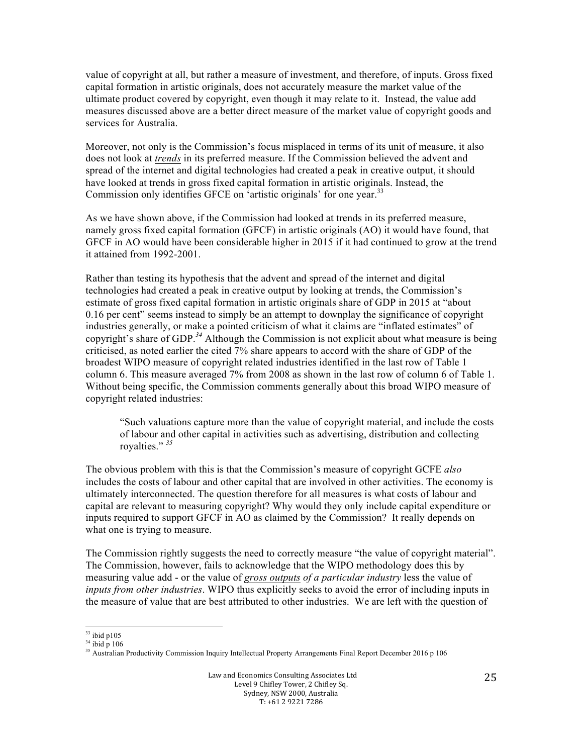value of copyright at all, but rather a measure of investment, and therefore, of inputs. Gross fixed capital formation in artistic originals, does not accurately measure the market value of the ultimate product covered by copyright, even though it may relate to it. Instead, the value add measures discussed above are a better direct measure of the market value of copyright goods and services for Australia.

Moreover, not only is the Commission's focus misplaced in terms of its unit of measure, it also does not look at ***trends*** in its preferred measure. If the Commission believed the advent and spread of the internet and digital technologies had created a peak in creative output, it should have looked at trends in gross fixed capital formation in artistic originals. Instead, the Commission only identifies GFCE on 'artistic originals' for one year.[33]

As we have shown above, if the Commission had looked at trends in its preferred measure, namely gross fixed capital formation (GFCF) in artistic originals (AO) it would have found, that GFCF in AO would have been considerable higher in 2015 if it had continued to grow at the trend it attained from 1992-2001.

Rather than testing its hypothesis that the advent and spread of the internet and digital technologies had created a peak in creative output by looking at trends, the Commission's estimate of gross fixed capital formation in artistic originals share of GDP in 2015 at "about 0.16 per cent" seems instead to simply be an attempt to downplay the significance of copyright industries generally, or make a pointed criticism of what it claims are "inflated estimates" of copyright's share of GDP.[34] Although the Commission is not explicit about what measure is being criticised, as noted earlier the cited 7% share appears to accord with the share of GDP of the broadest WIPO measure of copyright related industries identified in the last row of Table 1 column 6. This measure averaged 7% from 2008 as shown in the last row of column 6 of Table 1. Without being specific, the Commission comments generally about this broad WIPO measure of copyright related industries:

> "Such valuations capture more than the value of copyright material, and include the costs of labour and other capital in activities such as advertising, distribution and collecting royalties." [35]

The obvious problem with this is that the Commission's measure of copyright GCFE *also* includes the costs of labour and other capital that are involved in other activities. The economy is ultimately interconnected. The question therefore for all measures is what costs of labour and capital are relevant to measuring copyright? Why would they only include capital expenditure or inputs required to support GFCF in AO as claimed by the Commission? It really depends on what one is trying to measure.

The Commission rightly suggests the need to correctly measure "the value of copyright material". The Commission, however, fails to acknowledge that the WIPO methodology does this by measuring value add - or the value of *gross outputs of a particular industry* less the value of *inputs from other industries*. WIPO thus explicitly seeks to avoid the error of including inputs in the measure of value that are best attributed to other industries. We are left with the question of

---

[33] ibid p105

[34] ibid p 106

[35] Australian Productivity Commission Inquiry Intellectual Property Arrangements Final Report December 2016 p 106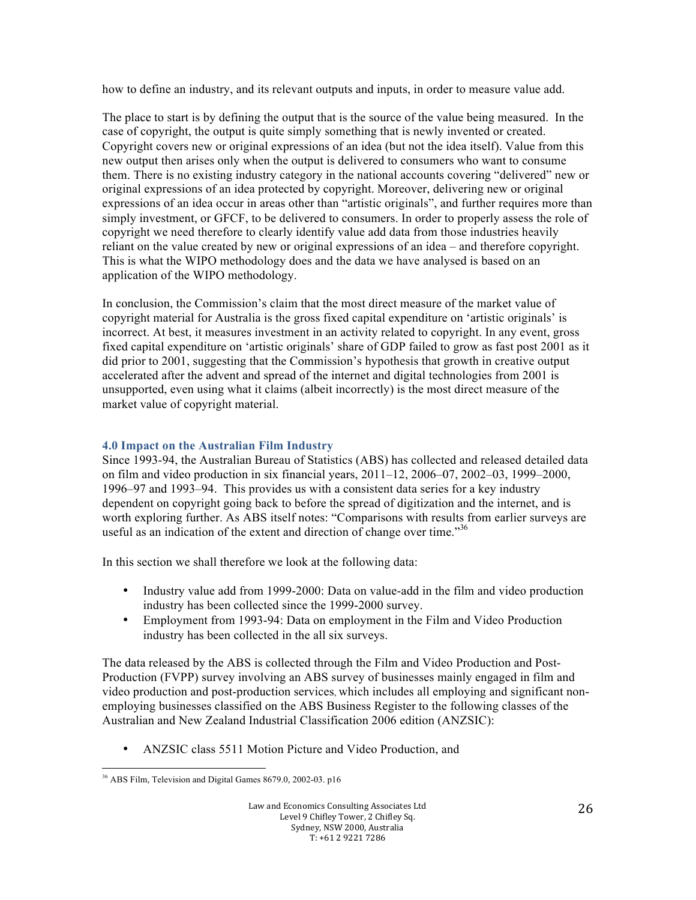how to define an industry, and its relevant outputs and inputs, in order to measure value add.

The place to start is by defining the output that is the source of the value being measured. In the case of copyright, the output is quite simply something that is newly invented or created. Copyright covers new or original expressions of an idea (but not the idea itself). Value from this new output then arises only when the output is delivered to consumers who want to consume them. There is no existing industry category in the national accounts covering "delivered" new or original expressions of an idea protected by copyright. Moreover, delivering new or original expressions of an idea occur in areas other than "artistic originals", and further requires more than simply investment, or GFCF, to be delivered to consumers. In order to properly assess the role of copyright we need therefore to clearly identify value add data from those industries heavily reliant on the value created by new or original expressions of an idea – and therefore copyright. This is what the WIPO methodology does and the data we have analysed is based on an application of the WIPO methodology.

In conclusion, the Commission's claim that the most direct measure of the market value of copyright material for Australia is the gross fixed capital expenditure on 'artistic originals' is incorrect. At best, it measures investment in an activity related to copyright. In any event, gross fixed capital expenditure on 'artistic originals' share of GDP failed to grow as fast post 2001 as it did prior to 2001, suggesting that the Commission's hypothesis that growth in creative output accelerated after the advent and spread of the internet and digital technologies from 2001 is unsupported, even using what it claims (albeit incorrectly) is the most direct measure of the market value of copyright material.

### 4.0 Impact on the Australian Film Industry

Since 1993-94, the Australian Bureau of Statistics (ABS) has collected and released detailed data on film and video production in six financial years, 2011–12, 2006–07, 2002–03, 1999–2000, 1996–97 and 1993–94. This provides us with a consistent data series for a key industry dependent on copyright going back to before the spread of digitization and the internet, and is worth exploring further. As ABS itself notes: "Comparisons with results from earlier surveys are useful as an indication of the extent and direction of change over time."[36]

In this section we shall therefore we look at the following data:

- Industry value add from 1999-2000: Data on value-add in the film and video production industry has been collected since the 1999-2000 survey.
- Employment from 1993-94: Data on employment in the Film and Video Production industry has been collected in the all six surveys.

The data released by the ABS is collected through the Film and Video Production and Post-Production (FVPP) survey involving an ABS survey of businesses mainly engaged in film and video production and post-production services, which includes all employing and significant non-employing businesses classified on the ABS Business Register to the following classes of the Australian and New Zealand Industrial Classification 2006 edition (ANZSIC):

- ANZSIC class 5511 Motion Picture and Video Production, and

[36] ABS Film, Television and Digital Games 8679.0, 2002-03. p16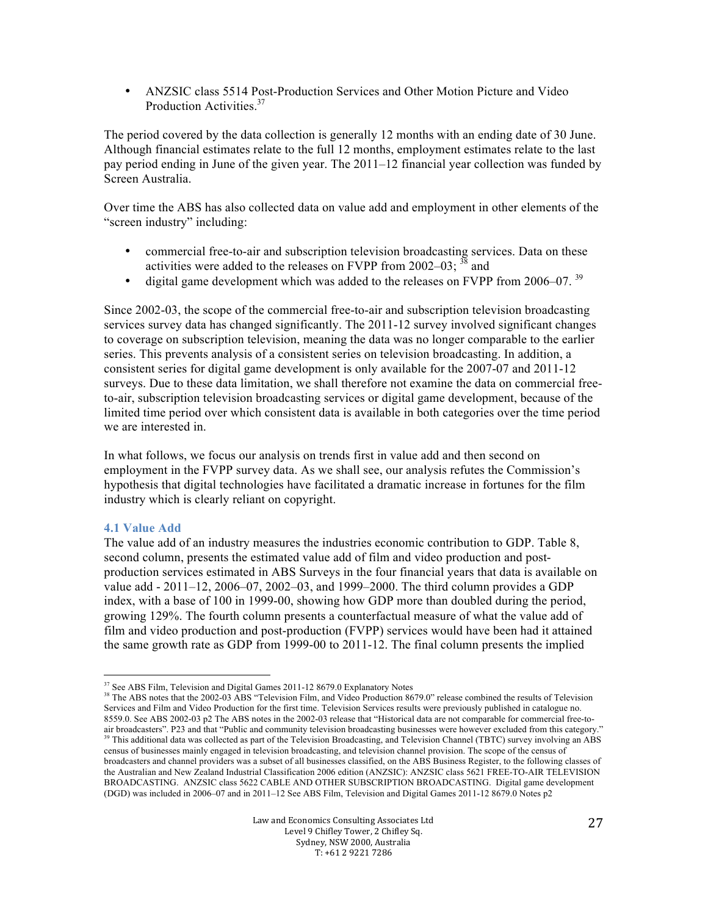- ANZSIC class 5514 Post-Production Services and Other Motion Picture and Video Production Activities.[37]

The period covered by the data collection is generally 12 months with an ending date of 30 June. Although financial estimates relate to the full 12 months, employment estimates relate to the last pay period ending in June of the given year. The 2011–12 financial year collection was funded by Screen Australia.

Over time the ABS has also collected data on value add and employment in other elements of the "screen industry" including:

- commercial free-to-air and subscription television broadcasting services. Data on these activities were added to the releases on FVPP from 2002–03; [38] and
- digital game development which was added to the releases on FVPP from 2006–07. [39]

Since 2002-03, the scope of the commercial free-to-air and subscription television broadcasting services survey data has changed significantly. The 2011-12 survey involved significant changes to coverage on subscription television, meaning the data was no longer comparable to the earlier series. This prevents analysis of a consistent series on television broadcasting. In addition, a consistent series for digital game development is only available for the 2007-07 and 2011-12 surveys. Due to these data limitation, we shall therefore not examine the data on commercial free-to-air, subscription television broadcasting services or digital game development, because of the limited time period over which consistent data is available in both categories over the time period we are interested in.

In what follows, we focus our analysis on trends first in value add and then second on employment in the FVPP survey data. As we shall see, our analysis refutes the Commission's hypothesis that digital technologies have facilitated a dramatic increase in fortunes for the film industry which is clearly reliant on copyright.

### 4.1 Value Add

The value add of an industry measures the industries economic contribution to GDP. Table 8, second column, presents the estimated value add of film and video production and post-production services estimated in ABS Surveys in the four financial years that data is available on value add - 2011–12, 2006–07, 2002–03, and 1999–2000. The third column provides a GDP index, with a base of 100 in 1999-00, showing how GDP more than doubled during the period, growing 129%. The fourth column presents a counterfactual measure of what the value add of film and video production and post-production (FVPP) services would have been had it attained the same growth rate as GDP from 1999-00 to 2011-12. The final column presents the implied

---

[37] See ABS Film, Television and Digital Games 2011-12 8679.0 Explanatory Notes

[38] The ABS notes that the 2002-03 ABS "Television Film, and Video Production 8679.0" release combined the results of Television Services and Film and Video Production for the first time. Television Services results were previously published in catalogue no. 8559.0. See ABS 2002-03 p2 The ABS notes in the 2002-03 release that "Historical data are not comparable for commercial free-to-air broadcasters". P23 and that "Public and community television broadcasting businesses were however excluded from this category."

[39] This additional data was collected as part of the Television Broadcasting, and Television Channel (TBTC) survey involving an ABS census of businesses mainly engaged in television broadcasting, and television channel provision. The scope of the census of broadcasters and channel providers was a subset of all businesses classified, on the ABS Business Register, to the following classes of the Australian and New Zealand Industrial Classification 2006 edition (ANZSIC): ANZSIC class 5621 FREE-TO-AIR TELEVISION BROADCASTING. ANZSIC class 5622 CABLE AND OTHER SUBSCRIPTION BROADCASTING. Digital game development (DGD) was included in 2006–07 and in 2011–12 See ABS Film, Television and Digital Games 2011-12 8679.0 Notes p2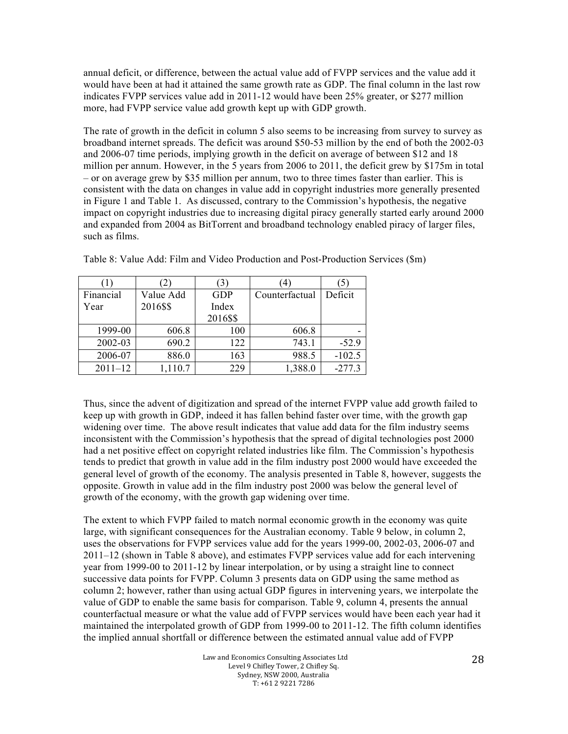annual deficit, or difference, between the actual value add of FVPP services and the value add it would have been at had it attained the same growth rate as GDP. The final column in the last row indicates FVPP services value add in 2011-12 would have been 25% greater, or $277 million more, had FVPP service value add growth kept up with GDP growth.

The rate of growth in the deficit in column 5 also seems to be increasing from survey to survey as broadband internet spreads. The deficit was around $50-53 million by the end of both the 2002-03 and 2006-07 time periods, implying growth in the deficit on average of between $12 and 18 million per annum. However, in the 5 years from 2006 to 2011, the deficit grew by $175m in total – or on average grew by $35 million per annum, two to three times faster than earlier. This is consistent with the data on changes in value add in copyright industries more generally presented in Figure 1 and Table 1. As discussed, contrary to the Commission's hypothesis, the negative impact on copyright industries due to increasing digital piracy generally started early around 2000 and expanded from 2004 as BitTorrent and broadband technology enabled piracy of larger files, such as films.

Table 8: Value Add: Film and Video Production and Post-Production Services ($m)

| (1) | (2) | (3) | (4) | (5) |
|---|---|---|---|---|
| Financial Year | Value Add 2016$$ | GDP Index 2016$$ | Counterfactual | Deficit |
| 1999-00 | 606.8 | 100 | 606.8 | - |
| 2002-03 | 690.2 | 122 | 743.1 | -52.9 |
| 2006-07 | 886.0 | 163 | 988.5 | -102.5 |
| 2011–12 | 1,110.7 | 229 | 1,388.0 | -277.3 |

Thus, since the advent of digitization and spread of the internet FVPP value add growth failed to keep up with growth in GDP, indeed it has fallen behind faster over time, with the growth gap widening over time. The above result indicates that value add data for the film industry seems inconsistent with the Commission's hypothesis that the spread of digital technologies post 2000 had a net positive effect on copyright related industries like film. The Commission's hypothesis tends to predict that growth in value add in the film industry post 2000 would have exceeded the general level of growth of the economy. The analysis presented in Table 8, however, suggests the opposite. Growth in value add in the film industry post 2000 was below the general level of growth of the economy, with the growth gap widening over time.

The extent to which FVPP failed to match normal economic growth in the economy was quite large, with significant consequences for the Australian economy. Table 9 below, in column 2, uses the observations for FVPP services value add for the years 1999-00, 2002-03, 2006-07 and 2011–12 (shown in Table 8 above), and estimates FVPP services value add for each intervening year from 1999-00 to 2011-12 by linear interpolation, or by using a straight line to connect successive data points for FVPP. Column 3 presents data on GDP using the same method as column 2; however, rather than using actual GDP figures in intervening years, we interpolate the value of GDP to enable the same basis for comparison. Table 9, column 4, presents the annual counterfactual measure or what the value add of FVPP services would have been each year had it maintained the interpolated growth of GDP from 1999-00 to 2011-12. The fifth column identifies the implied annual shortfall or difference between the estimated annual value add of FVPP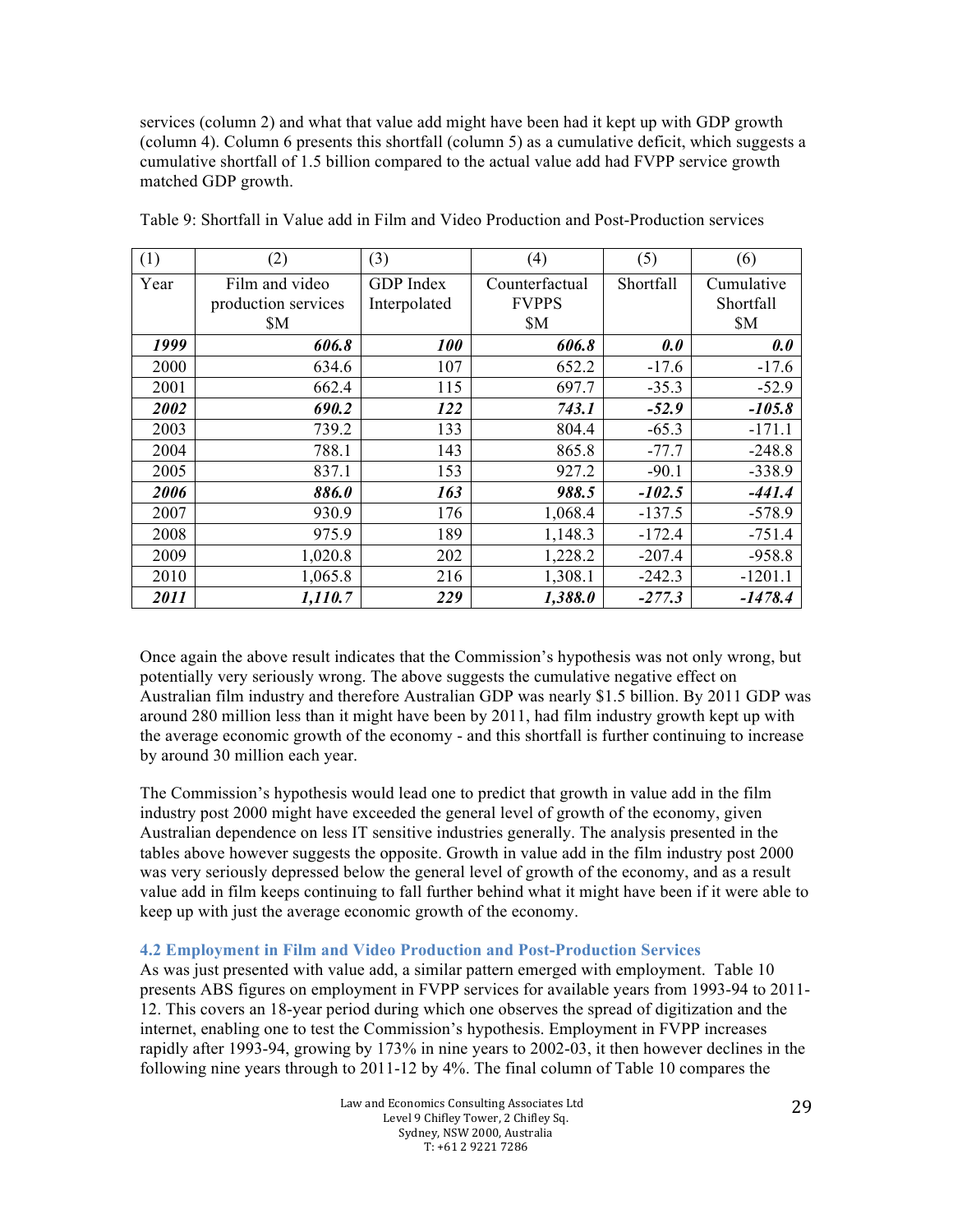services (column 2) and what that value add might have been had it kept up with GDP growth (column 4). Column 6 presents this shortfall (column 5) as a cumulative deficit, which suggests a cumulative shortfall of 1.5 billion compared to the actual value add had FVPP service growth matched GDP growth.

Table 9: Shortfall in Value add in Film and Video Production and Post-Production services

| (1) | (2) | (3) | (4) | (5) | (6) |
|---|---|---|---|---|---|
| Year | Film and video production services $M | GDP Index Interpolated | Counterfactual FVPPS $M | Shortfall | Cumulative Shortfall $M |
| ***1999*** | ***606.8*** | ***100*** | ***606.8*** | ***0.0*** | ***0.0*** |
| 2000 | 634.6 | 107 | 652.2 | -17.6 | -17.6 |
| 2001 | 662.4 | 115 | 697.7 | -35.3 | -52.9 |
| ***2002*** | ***690.2*** | ***122*** | ***743.1*** | ***-52.9*** | ***-105.8*** |
| 2003 | 739.2 | 133 | 804.4 | -65.3 | -171.1 |
| 2004 | 788.1 | 143 | 865.8 | -77.7 | -248.8 |
| 2005 | 837.1 | 153 | 927.2 | -90.1 | -338.9 |
| ***2006*** | ***886.0*** | ***163*** | ***988.5*** | ***-102.5*** | ***-441.4*** |
| 2007 | 930.9 | 176 | 1,068.4 | -137.5 | -578.9 |
| 2008 | 975.9 | 189 | 1,148.3 | -172.4 | -751.4 |
| 2009 | 1,020.8 | 202 | 1,228.2 | -207.4 | -958.8 |
| 2010 | 1,065.8 | 216 | 1,308.1 | -242.3 | -1201.1 |
| ***2011*** | ***1,110.7*** | ***229*** | ***1,388.0*** | ***-277.3*** | ***-1478.4*** |

Once again the above result indicates that the Commission's hypothesis was not only wrong, but potentially very seriously wrong. The above suggests the cumulative negative effect on Australian film industry and therefore Australian GDP was nearly $1.5 billion. By 2011 GDP was around 280 million less than it might have been by 2011, had film industry growth kept up with the average economic growth of the economy - and this shortfall is further continuing to increase by around 30 million each year.

The Commission's hypothesis would lead one to predict that growth in value add in the film industry post 2000 might have exceeded the general level of growth of the economy, given Australian dependence on less IT sensitive industries generally. The analysis presented in the tables above however suggests the opposite. Growth in value add in the film industry post 2000 was very seriously depressed below the general level of growth of the economy, and as a result value add in film keeps continuing to fall further behind what it might have been if it were able to keep up with just the average economic growth of the economy.

### 4.2 Employment in Film and Video Production and Post-Production Services

As was just presented with value add, a similar pattern emerged with employment. Table 10 presents ABS figures on employment in FVPP services for available years from 1993-94 to 2011-12. This covers an 18-year period during which one observes the spread of digitization and the internet, enabling one to test the Commission's hypothesis. Employment in FVPP increases rapidly after 1993-94, growing by 173% in nine years to 2002-03, it then however declines in the following nine years through to 2011-12 by 4%. The final column of Table 10 compares the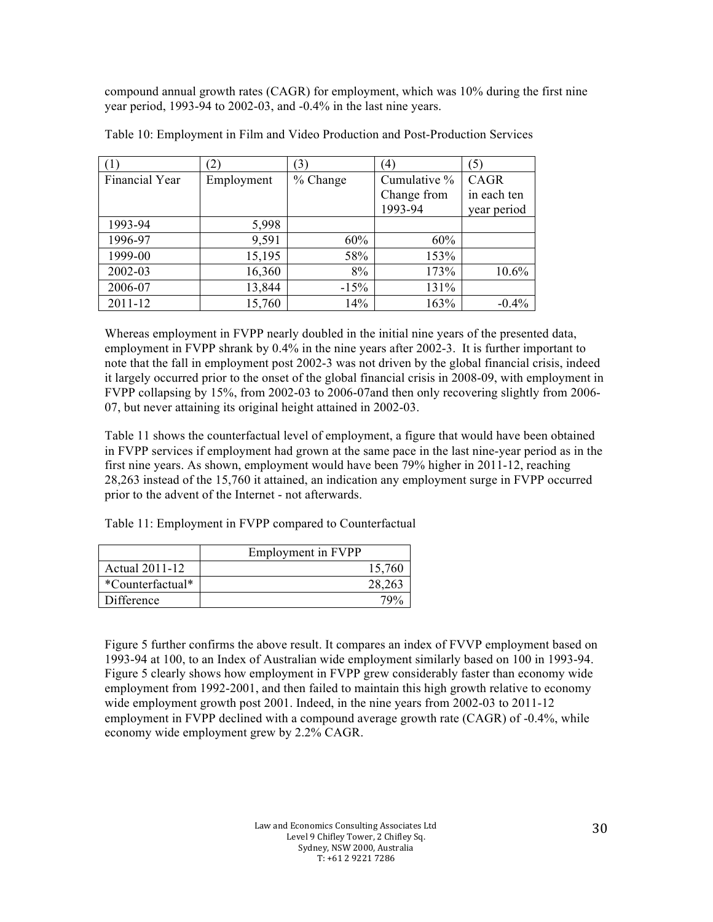compound annual growth rates (CAGR) for employment, which was 10% during the first nine year period, 1993-94 to 2002-03, and -0.4% in the last nine years.

Table 10: Employment in Film and Video Production and Post-Production Services

| (1) | (2) | (3) | (4) | (5) |
|---|---|---|---|---|
| Financial Year | Employment | % Change | Cumulative % Change from 1993-94 | CAGR in each ten year period |
| 1993-94 | 5,998 | | | |
| 1996-97 | 9,591 | 60% | 60% | |
| 1999-00 | 15,195 | 58% | 153% | |
| 2002-03 | 16,360 | 8% | 173% | 10.6% |
| 2006-07 | 13,844 | -15% | 131% | |
| 2011-12 | 15,760 | 14% | 163% | -0.4% |

Whereas employment in FVPP nearly doubled in the initial nine years of the presented data, employment in FVPP shrank by 0.4% in the nine years after 2002-3. It is further important to note that the fall in employment post 2002-3 was not driven by the global financial crisis, indeed it largely occurred prior to the onset of the global financial crisis in 2008-09, with employment in FVPP collapsing by 15%, from 2002-03 to 2006-07and then only recovering slightly from 2006-07, but never attaining its original height attained in 2002-03.

Table 11 shows the counterfactual level of employment, a figure that would have been obtained in FVPP services if employment had grown at the same pace in the last nine-year period as in the first nine years. As shown, employment would have been 79% higher in 2011-12, reaching 28,263 instead of the 15,760 it attained, an indication any employment surge in FVPP occurred prior to the advent of the Internet - not afterwards.

Table 11: Employment in FVPP compared to Counterfactual

| | Employment in FVPP |
|---|---|
| Actual 2011-12 | 15,760 |
| *Counterfactual* | 28,263 |
| Difference | 79% |

Figure 5 further confirms the above result. It compares an index of FVVP employment based on 1993-94 at 100, to an Index of Australian wide employment similarly based on 100 in 1993-94. Figure 5 clearly shows how employment in FVPP grew considerably faster than economy wide employment from 1992-2001, and then failed to maintain this high growth relative to economy wide employment growth post 2001. Indeed, in the nine years from 2002-03 to 2011-12 employment in FVPP declined with a compound average growth rate (CAGR) of -0.4%, while economy wide employment grew by 2.2% CAGR.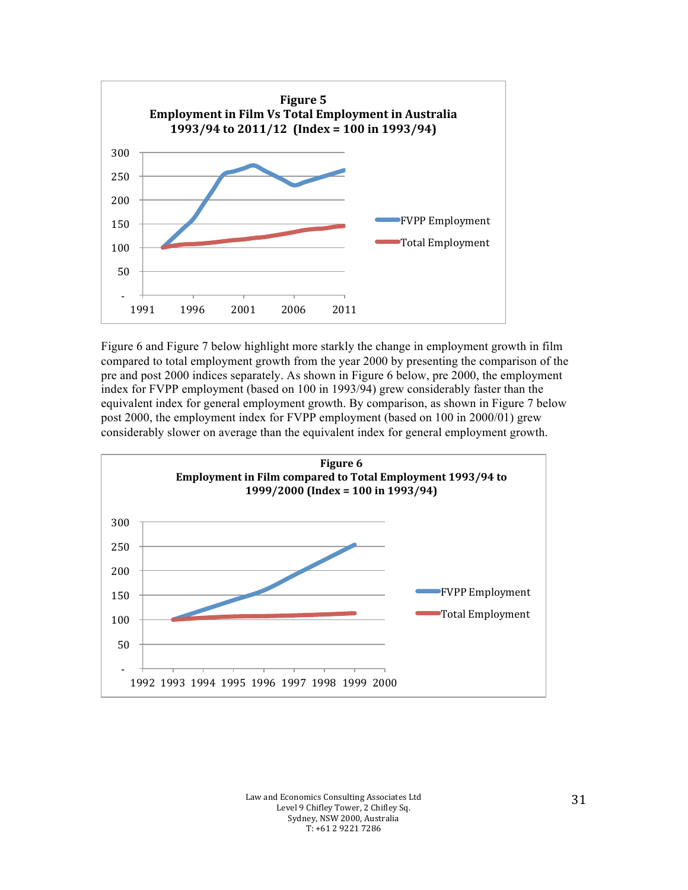**Figure 5**
**Employment in Film Vs Total Employment in Australia 1993/94 to 2011/12 (Index = 100 in 1993/94)**

Figure 6 and Figure 7 below highlight more starkly the change in employment growth in film compared to total employment growth from the year 2000 by presenting the comparison of the pre and post 2000 indices separately. As shown in Figure 6 below, pre 2000, the employment index for FVPP employment (based on 100 in 1993/94) grew considerably faster than the equivalent index for general employment growth. By comparison, as shown in Figure 7 below post 2000, the employment index for FVPP employment (based on 100 in 2000/01) grew considerably slower on average than the equivalent index for general employment growth.

**Figure 6**
**Employment in Film compared to Total Employment 1993/94 to 1999/2000 (Index = 100 in 1993/94)**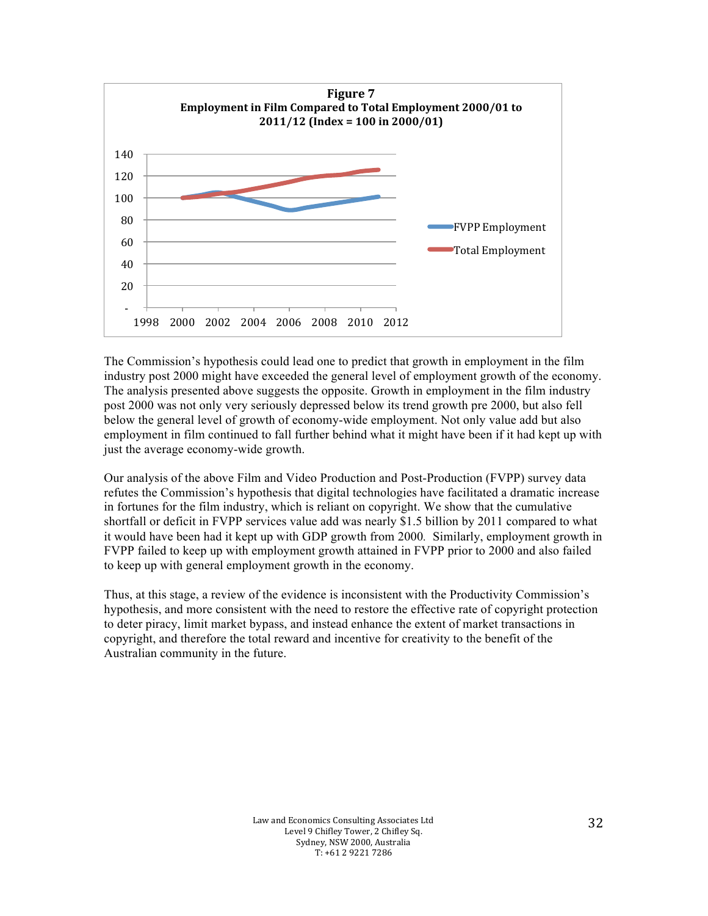**Figure 7**
**Employment in Film Compared to Total Employment 2000/01 to 2011/12 (Index = 100 in 2000/01)**

The Commission's hypothesis could lead one to predict that growth in employment in the film industry post 2000 might have exceeded the general level of employment growth of the economy. The analysis presented above suggests the opposite. Growth in employment in the film industry post 2000 was not only very seriously depressed below its trend growth pre 2000, but also fell below the general level of growth of economy-wide employment. Not only value add but also employment in film continued to fall further behind what it might have been if it had kept up with just the average economy-wide growth.

Our analysis of the above Film and Video Production and Post-Production (FVPP) survey data refutes the Commission's hypothesis that digital technologies have facilitated a dramatic increase in fortunes for the film industry, which is reliant on copyright. We show that the cumulative shortfall or deficit in FVPP services value add was nearly $1.5 billion by 2011 compared to what it would have been had it kept up with GDP growth from 2000. Similarly, employment growth in FVPP failed to keep up with employment growth attained in FVPP prior to 2000 and also failed to keep up with general employment growth in the economy.

Thus, at this stage, a review of the evidence is inconsistent with the Productivity Commission's hypothesis, and more consistent with the need to restore the effective rate of copyright protection to deter piracy, limit market bypass, and instead enhance the extent of market transactions in copyright, and therefore the total reward and incentive for creativity to the benefit of the Australian community in the future.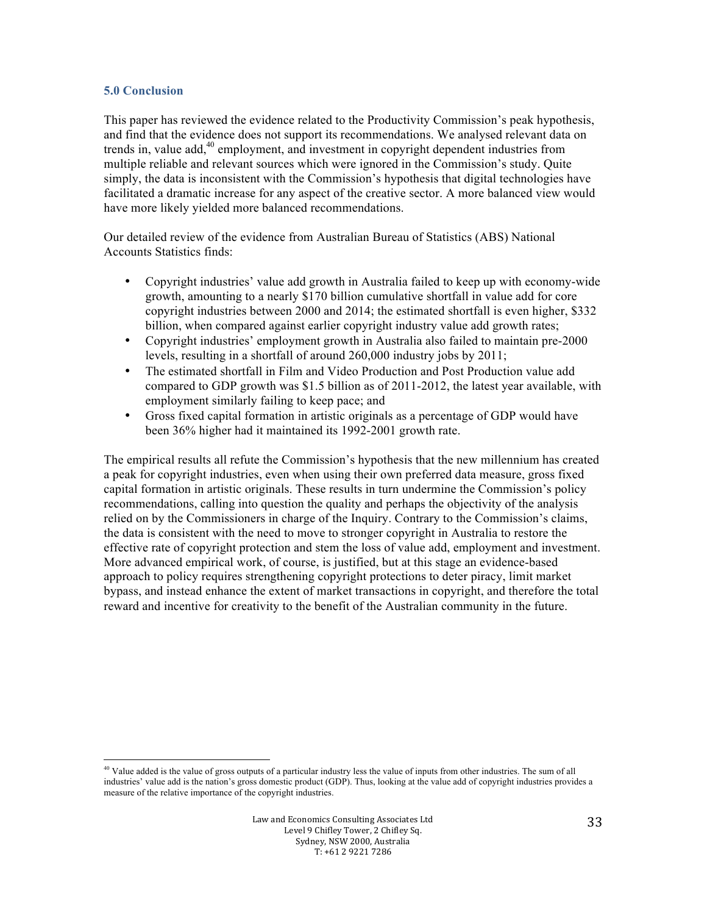### 5.0 Conclusion

This paper has reviewed the evidence related to the Productivity Commission's peak hypothesis, and find that the evidence does not support its recommendations. We analysed relevant data on trends in, value add,[40] employment, and investment in copyright dependent industries from multiple reliable and relevant sources which were ignored in the Commission's study. Quite simply, the data is inconsistent with the Commission's hypothesis that digital technologies have facilitated a dramatic increase for any aspect of the creative sector. A more balanced view would have more likely yielded more balanced recommendations.

Our detailed review of the evidence from Australian Bureau of Statistics (ABS) National Accounts Statistics finds:

- Copyright industries' value add growth in Australia failed to keep up with economy-wide growth, amounting to a nearly $170 billion cumulative shortfall in value add for core copyright industries between 2000 and 2014; the estimated shortfall is even higher, $332 billion, when compared against earlier copyright industry value add growth rates;
- Copyright industries' employment growth in Australia also failed to maintain pre-2000 levels, resulting in a shortfall of around 260,000 industry jobs by 2011;
- The estimated shortfall in Film and Video Production and Post Production value add compared to GDP growth was $1.5 billion as of 2011-2012, the latest year available, with employment similarly failing to keep pace; and
- Gross fixed capital formation in artistic originals as a percentage of GDP would have been 36% higher had it maintained its 1992-2001 growth rate.

The empirical results all refute the Commission's hypothesis that the new millennium has created a peak for copyright industries, even when using their own preferred data measure, gross fixed capital formation in artistic originals. These results in turn undermine the Commission's policy recommendations, calling into question the quality and perhaps the objectivity of the analysis relied on by the Commissioners in charge of the Inquiry. Contrary to the Commission's claims, the data is consistent with the need to move to stronger copyright in Australia to restore the effective rate of copyright protection and stem the loss of value add, employment and investment. More advanced empirical work, of course, is justified, but at this stage an evidence-based approach to policy requires strengthening copyright protections to deter piracy, limit market bypass, and instead enhance the extent of market transactions in copyright, and therefore the total reward and incentive for creativity to the benefit of the Australian community in the future.

---

[40] Value added is the value of gross outputs of a particular industry less the value of inputs from other industries. The sum of all industries' value add is the nation's gross domestic product (GDP). Thus, looking at the value add of copyright industries provides a measure of the relative importance of the copyright industries.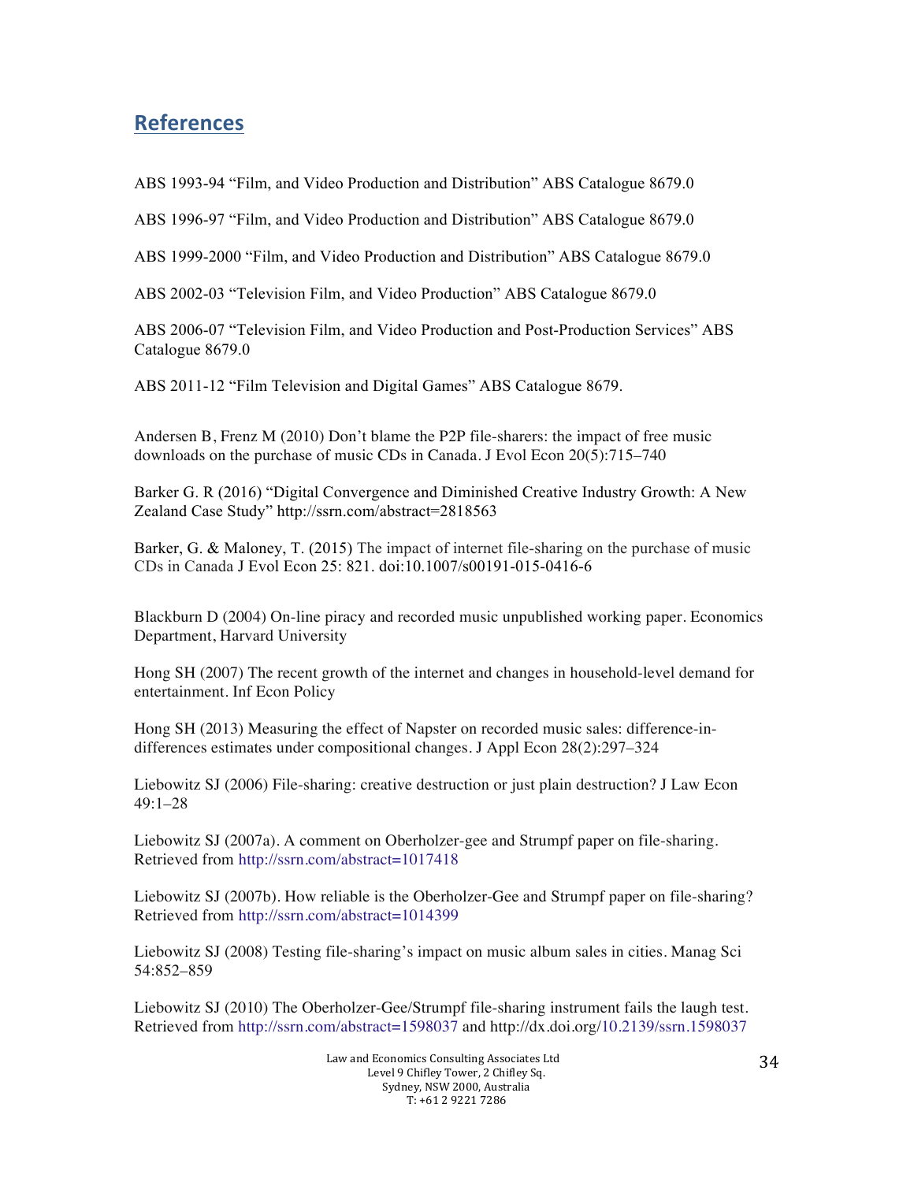## References

ABS 1993-94 "Film, and Video Production and Distribution" ABS Catalogue 8679.0

ABS 1996-97 "Film, and Video Production and Distribution" ABS Catalogue 8679.0

ABS 1999-2000 "Film, and Video Production and Distribution" ABS Catalogue 8679.0

ABS 2002-03 "Television Film, and Video Production" ABS Catalogue 8679.0

ABS 2006-07 "Television Film, and Video Production and Post-Production Services" ABS Catalogue 8679.0

ABS 2011-12 "Film Television and Digital Games" ABS Catalogue 8679.

Andersen B, Frenz M (2010) Don't blame the P2P file-sharers: the impact of free music downloads on the purchase of music CDs in Canada. J Evol Econ 20(5):715–740

Barker G. R (2016) "Digital Convergence and Diminished Creative Industry Growth: A New Zealand Case Study" http://ssrn.com/abstract=2818563

Barker, G. & Maloney, T. (2015) The impact of internet file-sharing on the purchase of music CDs in Canada J Evol Econ 25: 821. doi:10.1007/s00191-015-0416-6

Blackburn D (2004) On-line piracy and recorded music unpublished working paper. Economics Department, Harvard University

Hong SH (2007) The recent growth of the internet and changes in household-level demand for entertainment. Inf Econ Policy

Hong SH (2013) Measuring the effect of Napster on recorded music sales: difference-in-differences estimates under compositional changes. J Appl Econ 28(2):297–324

Liebowitz SJ (2006) File-sharing: creative destruction or just plain destruction? J Law Econ 49:1–28

Liebowitz SJ (2007a). A comment on Oberholzer-gee and Strumpf paper on file-sharing. Retrieved from http://ssrn.com/abstract=1017418

Liebowitz SJ (2007b). How reliable is the Oberholzer-Gee and Strumpf paper on file-sharing? Retrieved from http://ssrn.com/abstract=1014399

Liebowitz SJ (2008) Testing file-sharing's impact on music album sales in cities. Manag Sci 54:852–859

Liebowitz SJ (2010) The Oberholzer-Gee/Strumpf file-sharing instrument fails the laugh test. Retrieved from http://ssrn.com/abstract=1598037 and http://dx.doi.org/10.2139/ssrn.1598037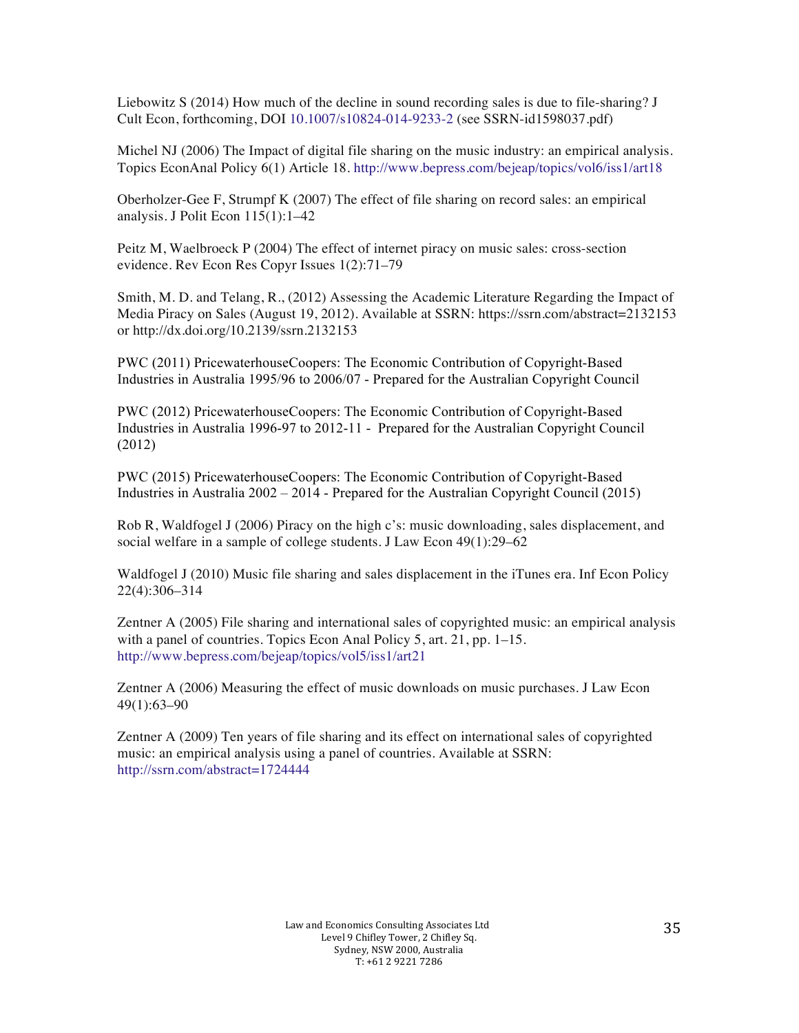Liebowitz S (2014) How much of the decline in sound recording sales is due to file-sharing? J Cult Econ, forthcoming, DOI 10.1007/s10824-014-9233-2 (see SSRN-id1598037.pdf)

Michel NJ (2006) The Impact of digital file sharing on the music industry: an empirical analysis. Topics EconAnal Policy 6(1) Article 18. http://www.bepress.com/bejeap/topics/vol6/iss1/art18

Oberholzer-Gee F, Strumpf K (2007) The effect of file sharing on record sales: an empirical analysis. J Polit Econ 115(1):1–42

Peitz M, Waelbroeck P (2004) The effect of internet piracy on music sales: cross-section evidence. Rev Econ Res Copyr Issues 1(2):71–79

Smith, M. D. and Telang, R., (2012) Assessing the Academic Literature Regarding the Impact of Media Piracy on Sales (August 19, 2012). Available at SSRN: https://ssrn.com/abstract=2132153 or http://dx.doi.org/10.2139/ssrn.2132153

PWC (2011) PricewaterhouseCoopers: The Economic Contribution of Copyright-Based Industries in Australia 1995/96 to 2006/07 - Prepared for the Australian Copyright Council

PWC (2012) PricewaterhouseCoopers: The Economic Contribution of Copyright-Based Industries in Australia 1996-97 to 2012-11 - Prepared for the Australian Copyright Council (2012)

PWC (2015) PricewaterhouseCoopers: The Economic Contribution of Copyright-Based Industries in Australia 2002 – 2014 - Prepared for the Australian Copyright Council (2015)

Rob R, Waldfogel J (2006) Piracy on the high c's: music downloading, sales displacement, and social welfare in a sample of college students. J Law Econ 49(1):29–62

Waldfogel J (2010) Music file sharing and sales displacement in the iTunes era. Inf Econ Policy 22(4):306–314

Zentner A (2005) File sharing and international sales of copyrighted music: an empirical analysis with a panel of countries. Topics Econ Anal Policy 5, art. 21, pp. 1–15. http://www.bepress.com/bejeap/topics/vol5/iss1/art21

Zentner A (2006) Measuring the effect of music downloads on music purchases. J Law Econ 49(1):63–90

Zentner A (2009) Ten years of file sharing and its effect on international sales of copyrighted music: an empirical analysis using a panel of countries. Available at SSRN: http://ssrn.com/abstract=1724444